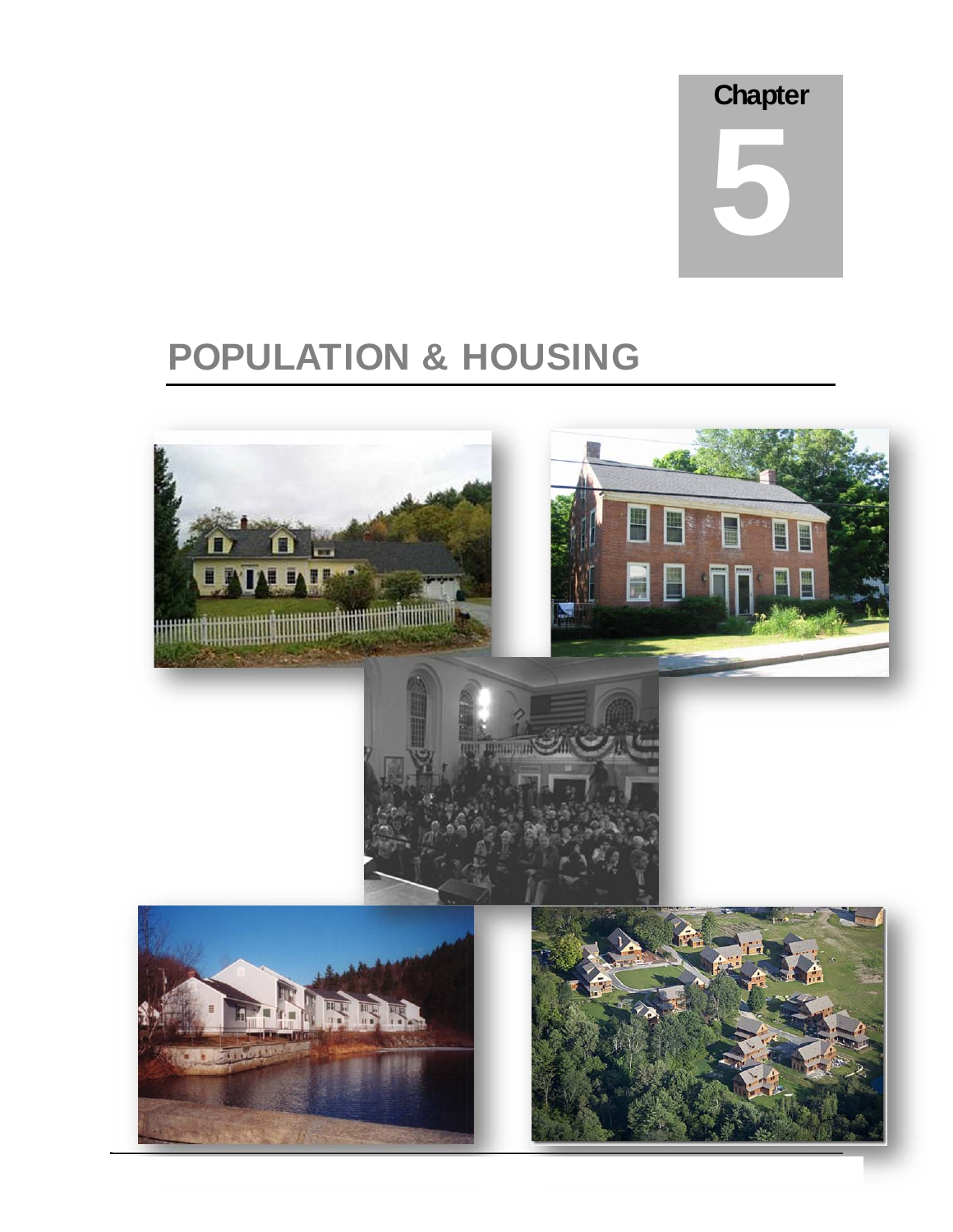Chapter

5

# POPULATION & HOUSING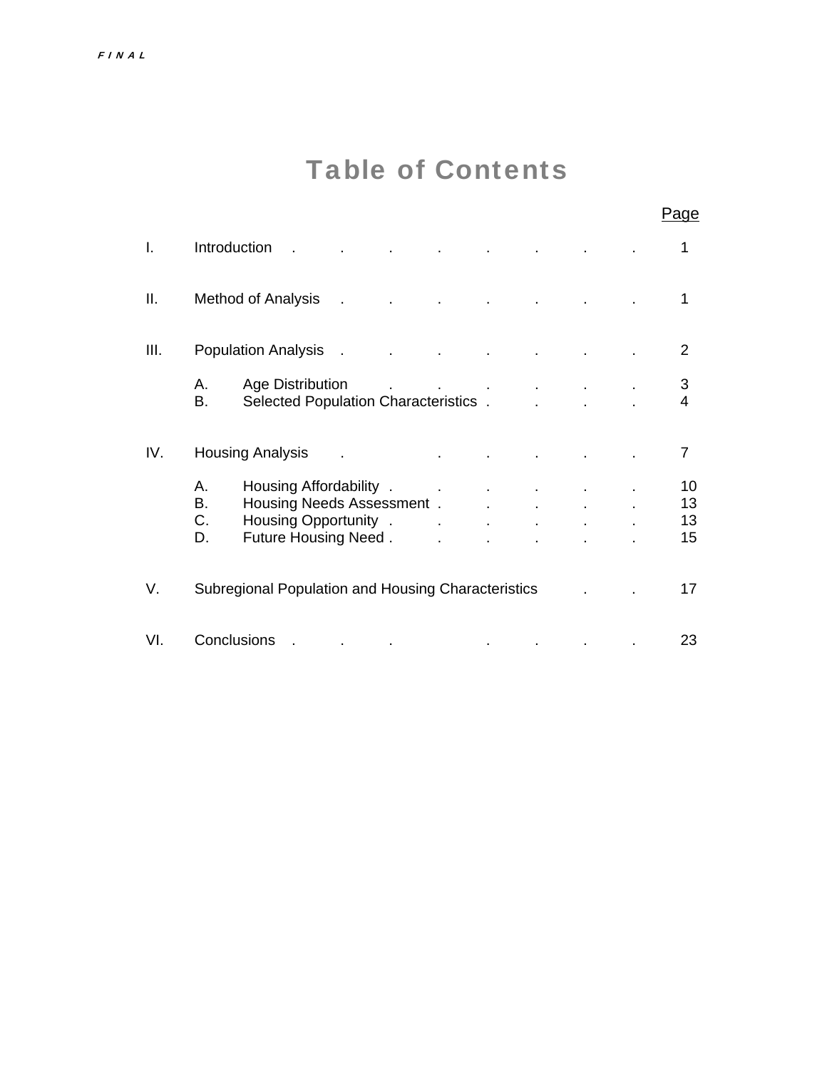# Table of Contents

| | | Page |
|---|---|---|
| I. | Introduction | 1 |
| II. | Method of Analysis | 1 |
| III. | Population Analysis | 2 |
| | A. Age Distribution | 3 |
| | B. Selected Population Characteristics | 4 |
| IV. | Housing Analysis | 7 |
| | A. Housing Affordability | 10 |
| | B. Housing Needs Assessment | 13 |
| | C. Housing Opportunity | 13 |
| | D. Future Housing Need | 15 |
| V. | Subregional Population and Housing Characteristics | 17 |
| VI. | Conclusions | 23 |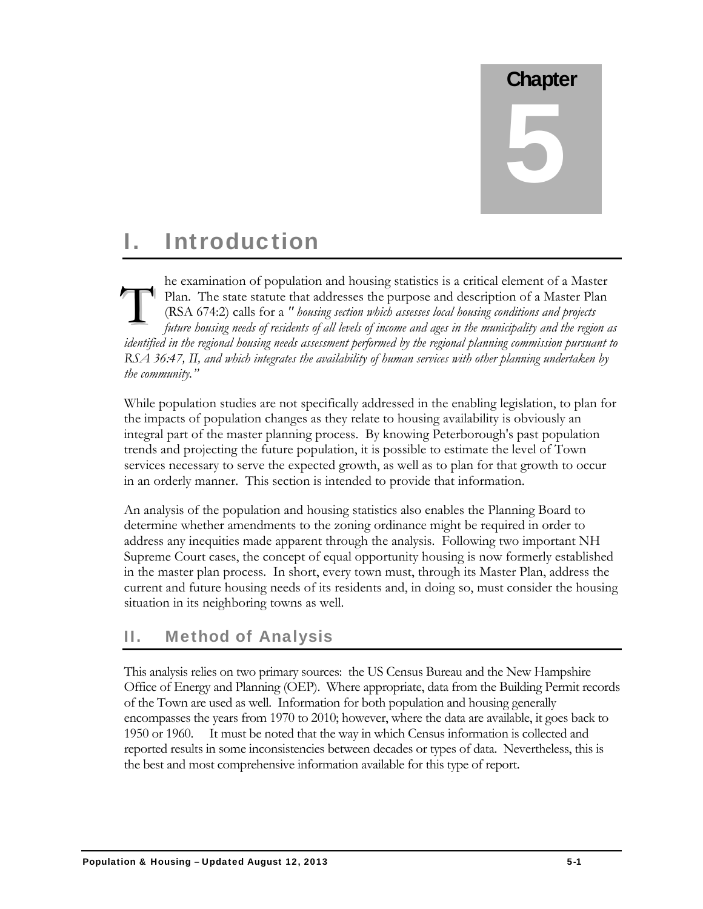# Chapter 5

## I. Introduction

The examination of population and housing statistics is a critical element of a Master Plan. The state statute that addresses the purpose and description of a Master Plan (RSA 674:2) calls for a *" housing section which assesses local housing conditions and projects future housing needs of residents of all levels of income and ages in the municipality and the region as identified in the regional housing needs assessment performed by the regional planning commission pursuant to RSA 36:47, II, and which integrates the availability of human services with other planning undertaken by the community."*

While population studies are not specifically addressed in the enabling legislation, to plan for the impacts of population changes as they relate to housing availability is obviously an integral part of the master planning process. By knowing Peterborough's past population trends and projecting the future population, it is possible to estimate the level of Town services necessary to serve the expected growth, as well as to plan for that growth to occur in an orderly manner. This section is intended to provide that information.

An analysis of the population and housing statistics also enables the Planning Board to determine whether amendments to the zoning ordinance might be required in order to address any inequities made apparent through the analysis. Following two important NH Supreme Court cases, the concept of equal opportunity housing is now formerly established in the master plan process. In short, every town must, through its Master Plan, address the current and future housing needs of its residents and, in doing so, must consider the housing situation in its neighboring towns as well.

## II. Method of Analysis

This analysis relies on two primary sources: the US Census Bureau and the New Hampshire Office of Energy and Planning (OEP). Where appropriate, data from the Building Permit records of the Town are used as well. Information for both population and housing generally encompasses the years from 1970 to 2010; however, where the data are available, it goes back to 1950 or 1960. It must be noted that the way in which Census information is collected and reported results in some inconsistencies between decades or types of data. Nevertheless, this is the best and most comprehensive information available for this type of report.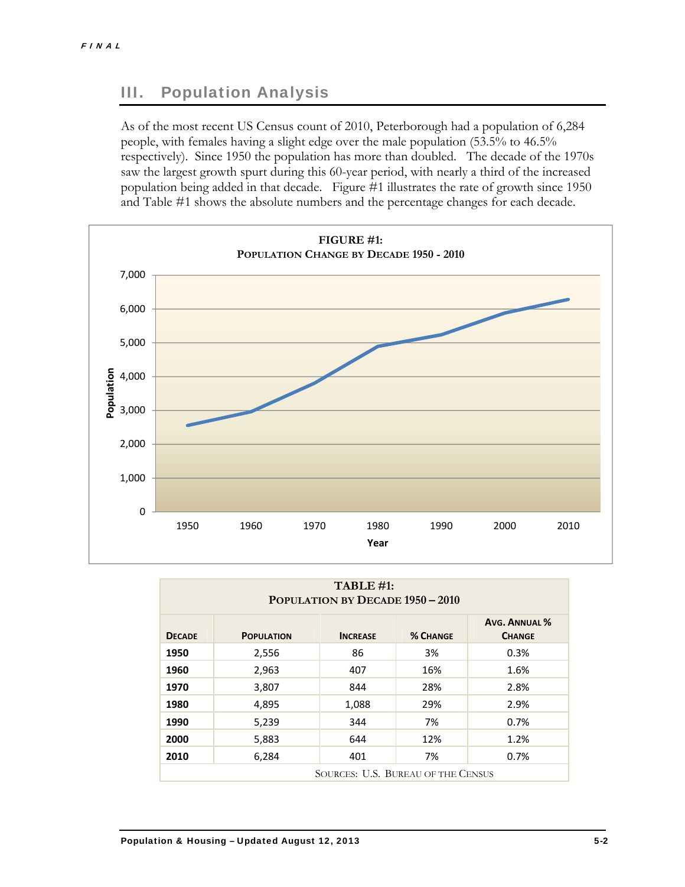## III. Population Analysis

As of the most recent US Census count of 2010, Peterborough had a population of 6,284 people, with females having a slight edge over the male population (53.5% to 46.5% respectively). Since 1950 the population has more than doubled. The decade of the 1970s saw the largest growth spurt during this 60-year period, with nearly a third of the increased population being added in that decade. Figure #1 illustrates the rate of growth since 1950 and Table #1 shows the absolute numbers and the percentage changes for each decade.

**FIGURE #1:**
**POPULATION CHANGE BY DECADE 1950 - 2010**

**TABLE #1:**
**POPULATION BY DECADE 1950 – 2010**

| DECADE | POPULATION | INCREASE | % CHANGE | AVG. ANNUAL % CHANGE |
|---|---|---|---|---|
| **1950** | 2,556 | 86 | 3% | 0.3% |
| **1960** | 2,963 | 407 | 16% | 1.6% |
| **1970** | 3,807 | 844 | 28% | 2.8% |
| **1980** | 4,895 | 1,088 | 29% | 2.9% |
| **1990** | 5,239 | 344 | 7% | 0.7% |
| **2000** | 5,883 | 644 | 12% | 1.2% |
| **2010** | 6,284 | 401 | 7% | 0.7% |

SOURCES: U.S. BUREAU OF THE CENSUS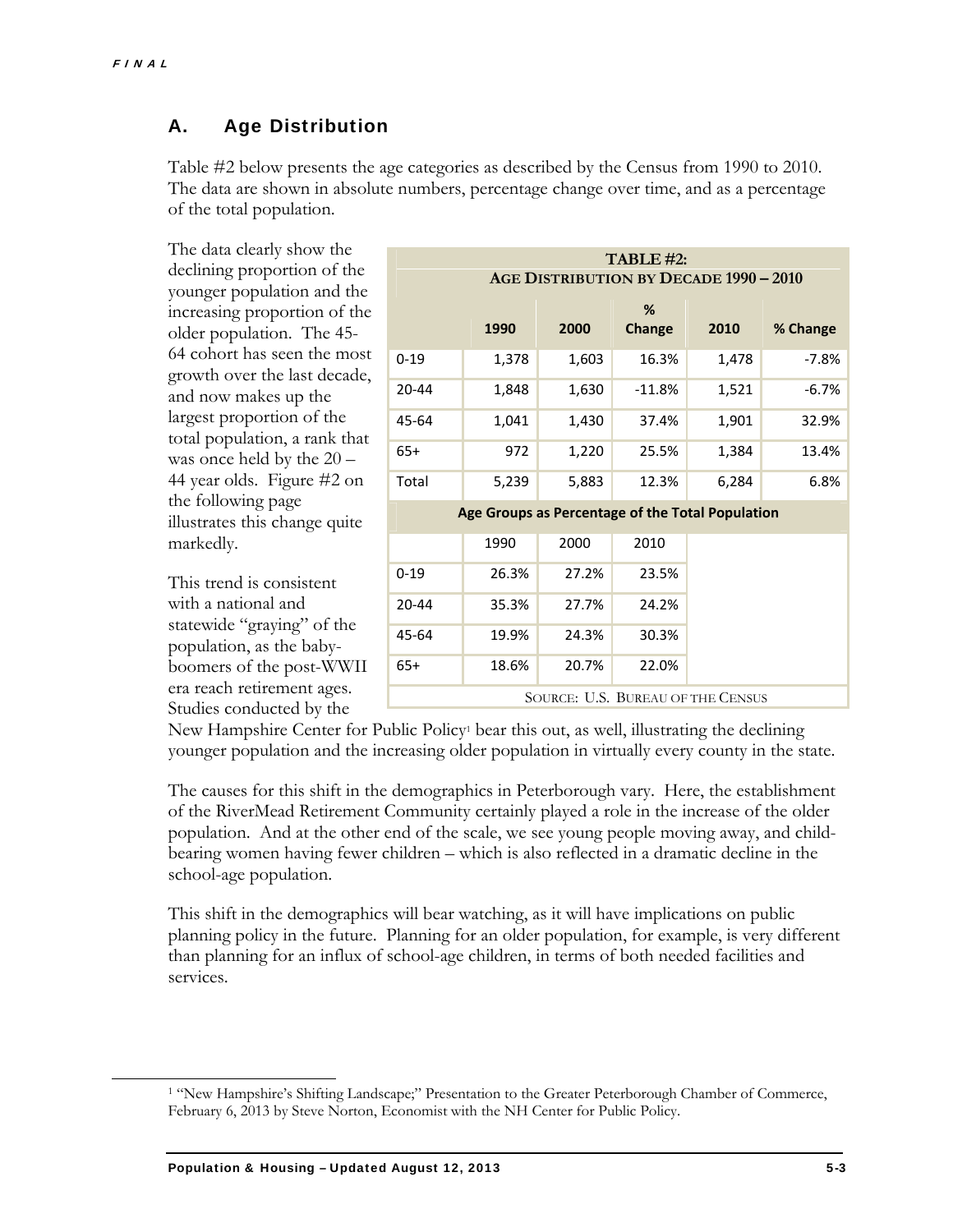## A. Age Distribution

Table #2 below presents the age categories as described by the Census from 1990 to 2010. The data are shown in absolute numbers, percentage change over time, and as a percentage of the total population.

The data clearly show the declining proportion of the younger population and the increasing proportion of the older population. The 45-64 cohort has seen the most growth over the last decade, and now makes up the largest proportion of the total population, a rank that was once held by the 20 – 44 year olds. Figure #2 on the following page illustrates this change quite markedly.

**TABLE #2: AGE DISTRIBUTION BY DECADE 1990 – 2010**

| | 1990 | 2000 | % Change | 2010 | % Change |
|---|---|---|---|---|---|
| 0-19 | 1,378 | 1,603 | 16.3% | 1,478 | -7.8% |
| 20-44 | 1,848 | 1,630 | -11.8% | 1,521 | -6.7% |
| 45-64 | 1,041 | 1,430 | 37.4% | 1,901 | 32.9% |
| 65+ | 972 | 1,220 | 25.5% | 1,384 | 13.4% |
| Total | 5,239 | 5,883 | 12.3% | 6,284 | 6.8% |

**Age Groups as Percentage of the Total Population**

| | 1990 | 2000 | 2010 |
|---|---|---|---|
| 0-19 | 26.3% | 27.2% | 23.5% |
| 20-44 | 35.3% | 27.7% | 24.2% |
| 45-64 | 19.9% | 24.3% | 30.3% |
| 65+ | 18.6% | 20.7% | 22.0% |

SOURCE: U.S. BUREAU OF THE CENSUS

This trend is consistent with a national and statewide "graying" of the population, as the baby-boomers of the post-WWII era reach retirement ages. Studies conducted by the New Hampshire Center for Public Policy[1] bear this out, as well, illustrating the declining younger population and the increasing older population in virtually every county in the state.

The causes for this shift in the demographics in Peterborough vary. Here, the establishment of the RiverMead Retirement Community certainly played a role in the increase of the older population. And at the other end of the scale, we see young people moving away, and child-bearing women having fewer children – which is also reflected in a dramatic decline in the school-age population.

This shift in the demographics will bear watching, as it will have implications on public planning policy in the future. Planning for an older population, for example, is very different than planning for an influx of school-age children, in terms of both needed facilities and services.

[1] "New Hampshire's Shifting Landscape;" Presentation to the Greater Peterborough Chamber of Commerce, February 6, 2013 by Steve Norton, Economist with the NH Center for Public Policy.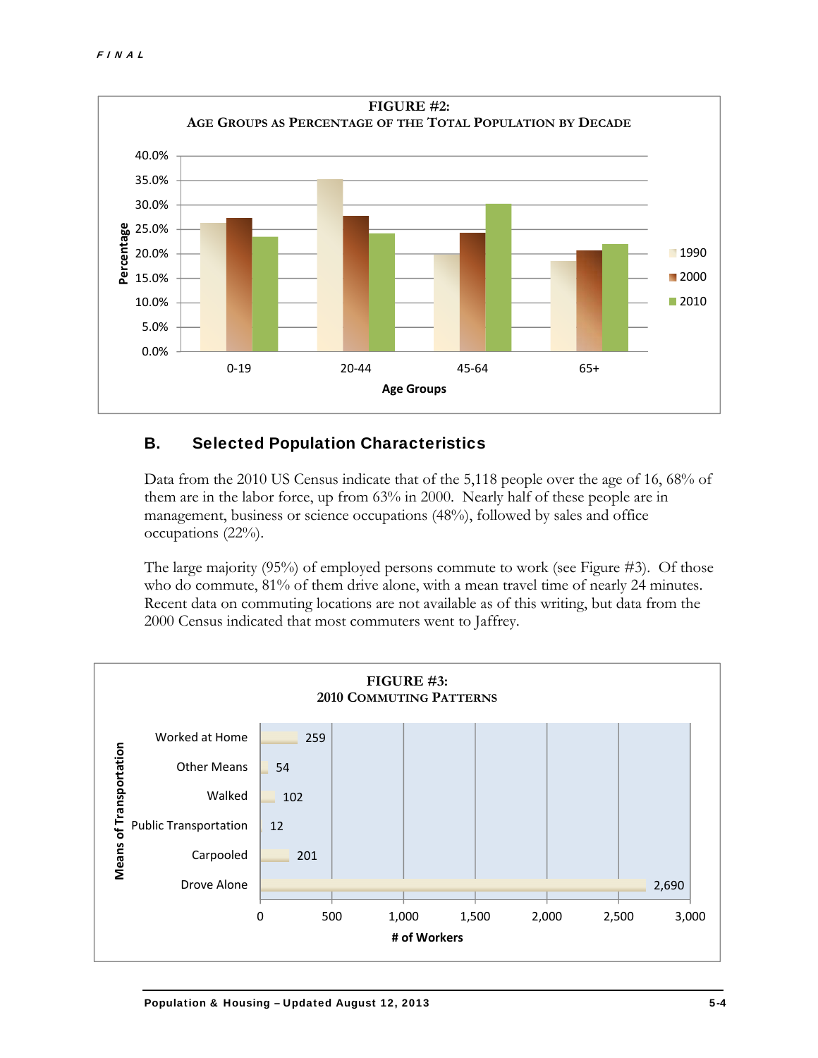**FIGURE #2:**
**AGE GROUPS AS PERCENTAGE OF THE TOTAL POPULATION BY DECADE**

## B. Selected Population Characteristics

Data from the 2010 US Census indicate that of the 5,118 people over the age of 16, 68% of them are in the labor force, up from 63% in 2000. Nearly half of these people are in management, business or science occupations (48%), followed by sales and office occupations (22%).

The large majority (95%) of employed persons commute to work (see Figure #3). Of those who do commute, 81% of them drive alone, with a mean travel time of nearly 24 minutes. Recent data on commuting locations are not available as of this writing, but data from the 2000 Census indicated that most commuters went to Jaffrey.

**FIGURE #3:**
**2010 COMMUTING PATTERNS**

| Means of Transportation | # of Workers |
|---|---|
| Worked at Home | 259 |
| Other Means | 54 |
| Walked | 102 |
| Public Transportation | 12 |
| Carpooled | 201 |
| Drove Alone | 2,690 |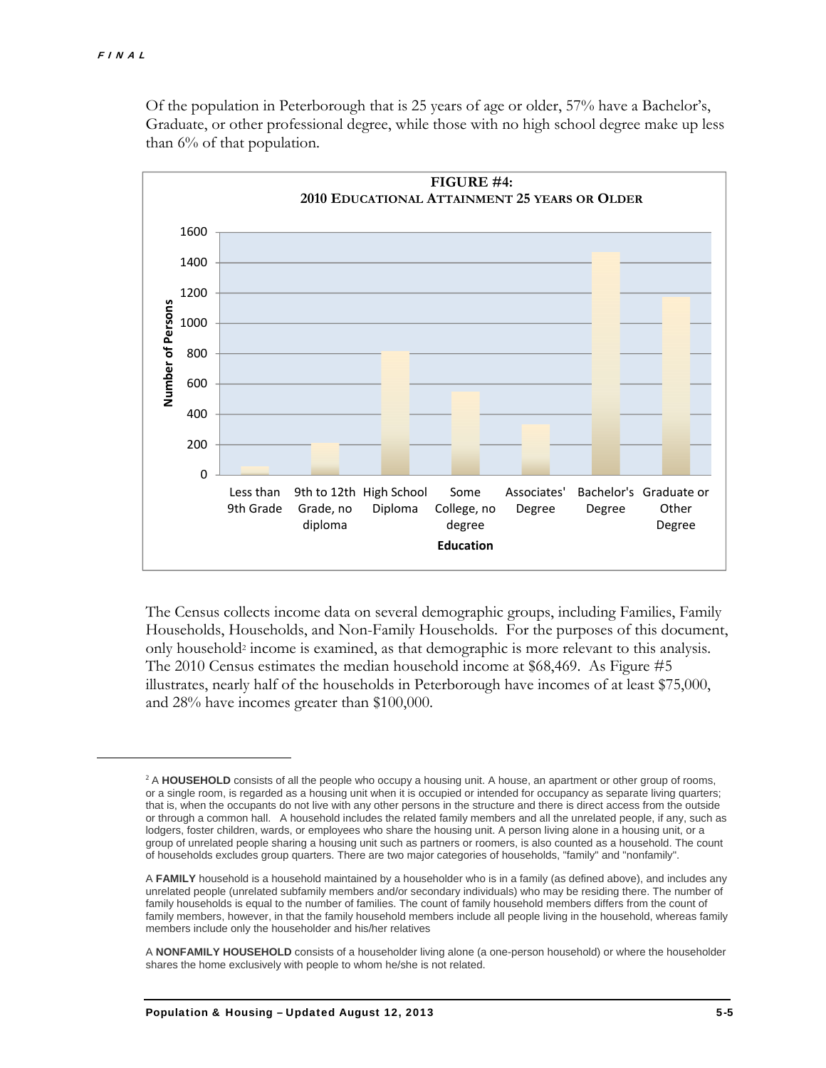Of the population in Peterborough that is 25 years of age or older, 57% have a Bachelor's, Graduate, or other professional degree, while those with no high school degree make up less than 6% of that population.

**FIGURE #4:**
**2010 EDUCATIONAL ATTAINMENT 25 YEARS OR OLDER**

The Census collects income data on several demographic groups, including Families, Family Households, Households, and Non-Family Households. For the purposes of this document, only household[2] income is examined, as that demographic is more relevant to this analysis. The 2010 Census estimates the median household income at $68,469. As Figure #5 illustrates, nearly half of the households in Peterborough have incomes of at least $75,000, and 28% have incomes greater than $100,000.

---

[2] A **HOUSEHOLD** consists of all the people who occupy a housing unit. A house, an apartment or other group of rooms, or a single room, is regarded as a housing unit when it is occupied or intended for occupancy as separate living quarters; that is, when the occupants do not live with any other persons in the structure and there is direct access from the outside or through a common hall. A household includes the related family members and all the unrelated people, if any, such as lodgers, foster children, wards, or employees who share the housing unit. A person living alone in a housing unit, or a group of unrelated people sharing a housing unit such as partners or roomers, is also counted as a household. The count of households excludes group quarters. There are two major categories of households, "family" and "nonfamily".

A **FAMILY** household is a household maintained by a householder who is in a family (as defined above), and includes any unrelated people (unrelated subfamily members and/or secondary individuals) who may be residing there. The number of family households is equal to the number of families. The count of family household members differs from the count of family members, however, in that the family household members include all people living in the household, whereas family members include only the householder and his/her relatives

A **NONFAMILY HOUSEHOLD** consists of a householder living alone (a one-person household) or where the householder shares the home exclusively with people to whom he/she is not related.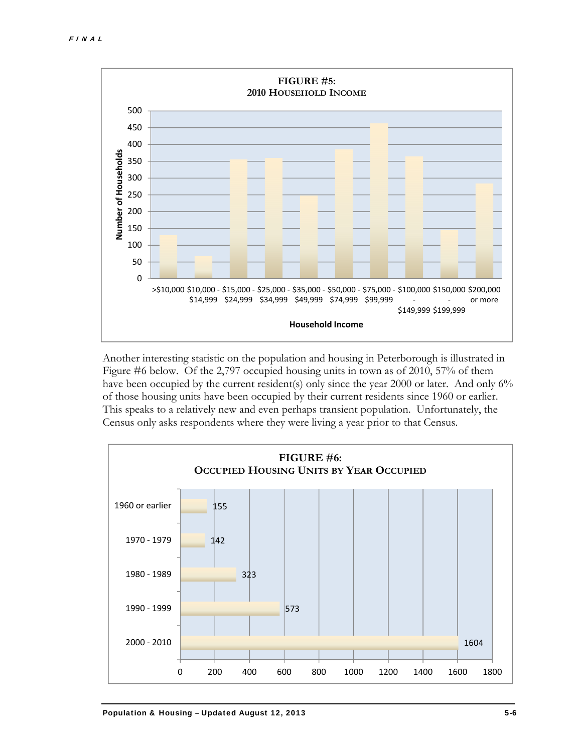FIGURE #5:
2010 HOUSEHOLD INCOME

Another interesting statistic on the population and housing in Peterborough is illustrated in Figure #6 below. Of the 2,797 occupied housing units in town as of 2010, 57% of them have been occupied by the current resident(s) only since the year 2000 or later. And only 6% of those housing units have been occupied by their current residents since 1960 or earlier. This speaks to a relatively new and even perhaps transient population. Unfortunately, the Census only asks respondents where they were living a year prior to that Census.

FIGURE #6:
OCCUPIED HOUSING UNITS BY YEAR OCCUPIED

| Year Occupied | Housing Units |
|---|---|
| 1960 or earlier | 155 |
| 1970 - 1979 | 142 |
| 1980 - 1989 | 323 |
| 1990 - 1999 | 573 |
| 2000 - 2010 | 1604 |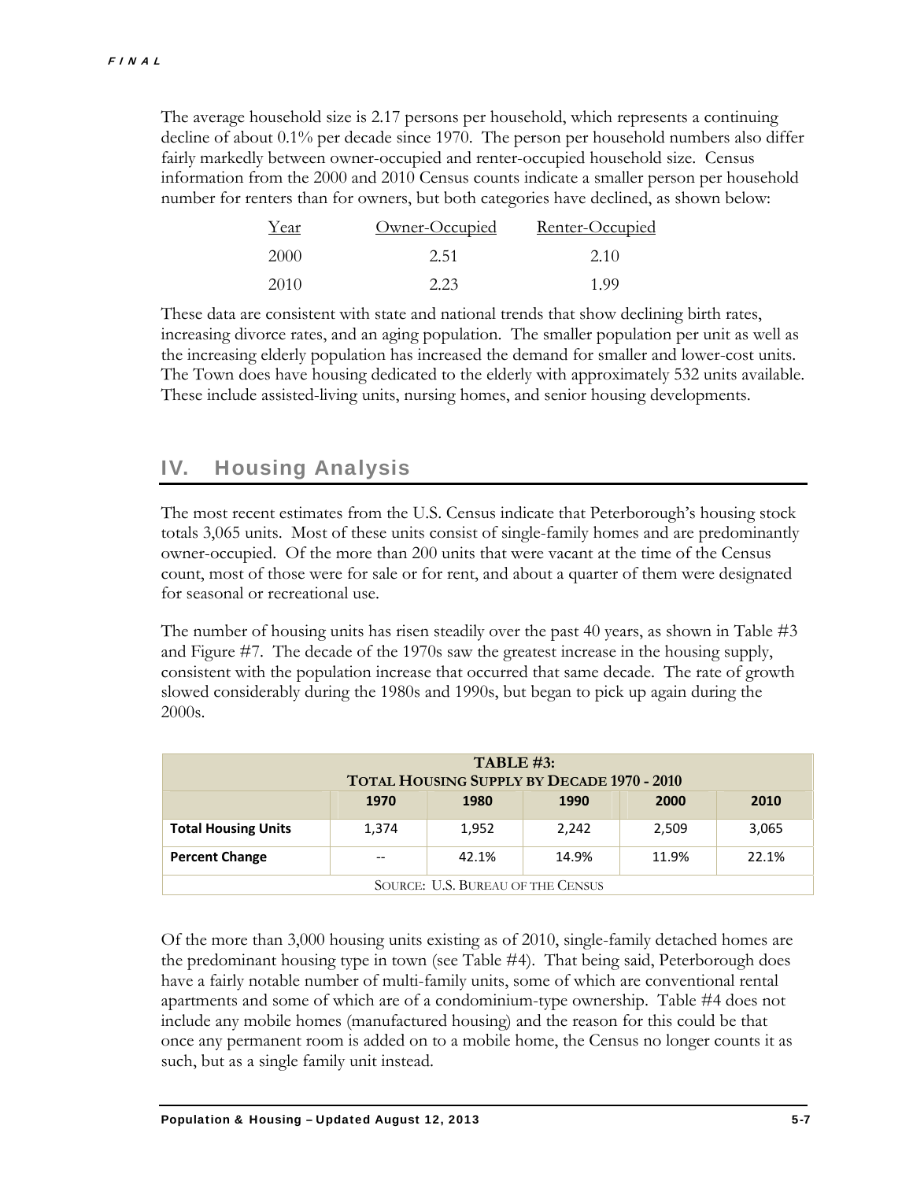The average household size is 2.17 persons per household, which represents a continuing decline of about 0.1% per decade since 1970. The person per household numbers also differ fairly markedly between owner-occupied and renter-occupied household size. Census information from the 2000 and 2010 Census counts indicate a smaller person per household number for renters than for owners, but both categories have declined, as shown below:

| Year | Owner-Occupied | Renter-Occupied |
|---|---|---|
| 2000 | 2.51 | 2.10 |
| 2010 | 2.23 | 1.99 |

These data are consistent with state and national trends that show declining birth rates, increasing divorce rates, and an aging population. The smaller population per unit as well as the increasing elderly population has increased the demand for smaller and lower-cost units. The Town does have housing dedicated to the elderly with approximately 532 units available. These include assisted-living units, nursing homes, and senior housing developments.

## IV. Housing Analysis

The most recent estimates from the U.S. Census indicate that Peterborough's housing stock totals 3,065 units. Most of these units consist of single-family homes and are predominantly owner-occupied. Of the more than 200 units that were vacant at the time of the Census count, most of those were for sale or for rent, and about a quarter of them were designated for seasonal or recreational use.

The number of housing units has risen steadily over the past 40 years, as shown in Table #3 and Figure #7. The decade of the 1970s saw the greatest increase in the housing supply, consistent with the population increase that occurred that same decade. The rate of growth slowed considerably during the 1980s and 1990s, but began to pick up again during the 2000s.

**TABLE #3: TOTAL HOUSING SUPPLY BY DECADE 1970 - 2010**

| | 1970 | 1980 | 1990 | 2000 | 2010 |
|---|---|---|---|---|---|
| **Total Housing Units** | 1,374 | 1,952 | 2,242 | 2,509 | 3,065 |
| **Percent Change** | -- | 42.1% | 14.9% | 11.9% | 22.1% |

SOURCE: U.S. BUREAU OF THE CENSUS

Of the more than 3,000 housing units existing as of 2010, single-family detached homes are the predominant housing type in town (see Table #4). That being said, Peterborough does have a fairly notable number of multi-family units, some of which are conventional rental apartments and some of which are of a condominium-type ownership. Table #4 does not include any mobile homes (manufactured housing) and the reason for this could be that once any permanent room is added on to a mobile home, the Census no longer counts it as such, but as a single family unit instead.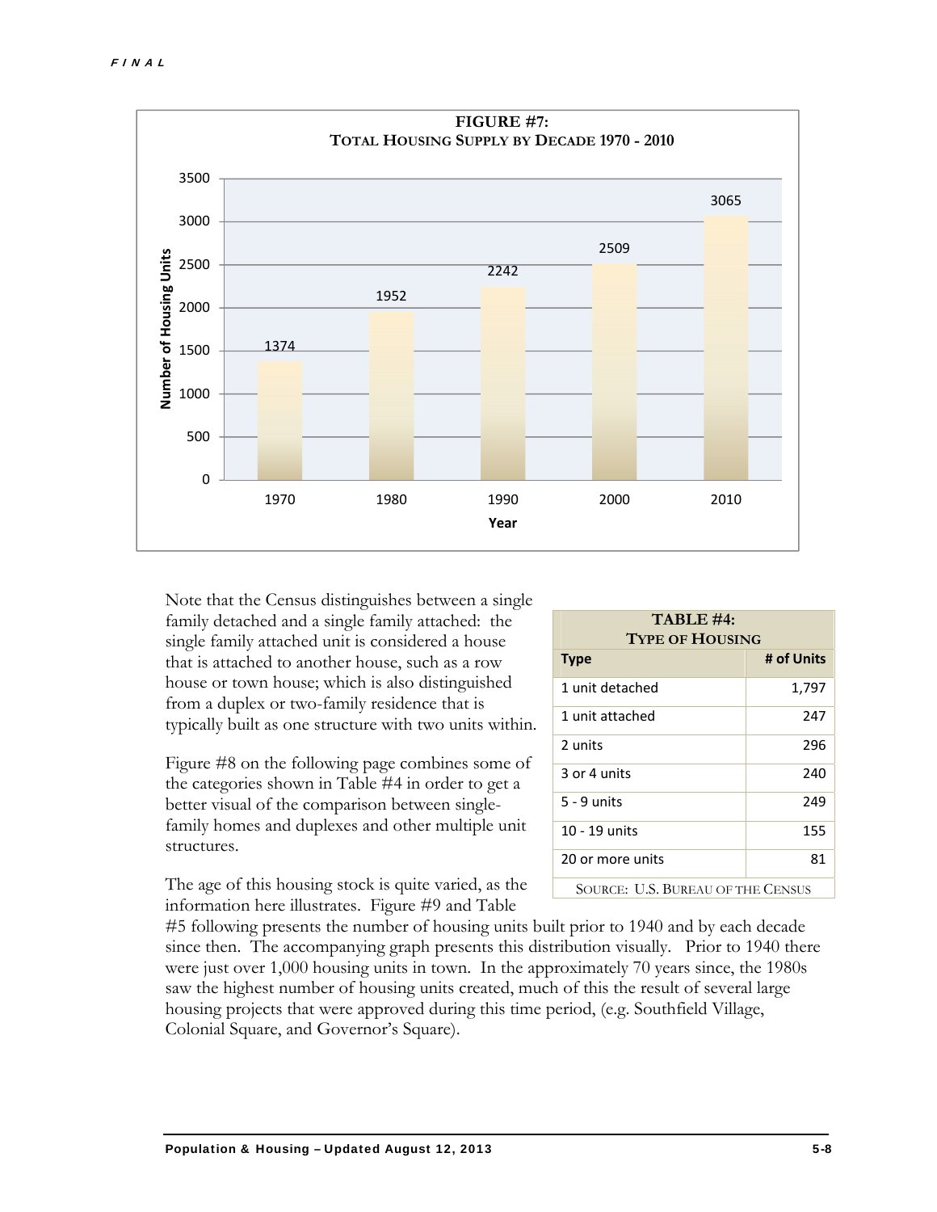**FIGURE #7:**
**TOTAL HOUSING SUPPLY BY DECADE 1970 - 2010**

| Year | Number of Housing Units |
|---|---|
| 1970 | 1374 |
| 1980 | 1952 |
| 1990 | 2242 |
| 2000 | 2509 |
| 2010 | 3065 |

Note that the Census distinguishes between a single family detached and a single family attached: the single family attached unit is considered a house that is attached to another house, such as a row house or town house; which is also distinguished from a duplex or two-family residence that is typically built as one structure with two units within.

Figure #8 on the following page combines some of the categories shown in Table #4 in order to get a better visual of the comparison between single-family homes and duplexes and other multiple unit structures.

**TABLE #4:**
**TYPE OF HOUSING**

| Type | # of Units |
|---|---|
| 1 unit detached | 1,797 |
| 1 unit attached | 247 |
| 2 units | 296 |
| 3 or 4 units | 240 |
| 5 - 9 units | 249 |
| 10 - 19 units | 155 |
| 20 or more units | 81 |

SOURCE: U.S. BUREAU OF THE CENSUS

The age of this housing stock is quite varied, as the information here illustrates. Figure #9 and Table #5 following presents the number of housing units built prior to 1940 and by each decade since then. The accompanying graph presents this distribution visually. Prior to 1940 there were just over 1,000 housing units in town. In the approximately 70 years since, the 1980s saw the highest number of housing units created, much of this the result of several large housing projects that were approved during this time period, (e.g. Southfield Village, Colonial Square, and Governor's Square).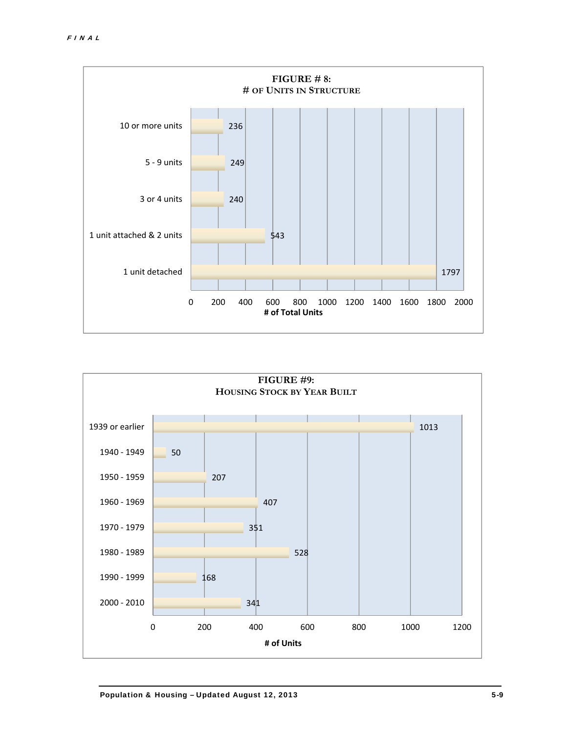FINAL

**FIGURE # 8:**
**# OF UNITS IN STRUCTURE**

| Units in Structure | # of Total Units |
|---|---|
| 10 or more units | 236 |
| 5 - 9 units | 249 |
| 3 or 4 units | 240 |
| 1 unit attached & 2 units | 543 |
| 1 unit detached | 1797 |

**FIGURE #9:**
**HOUSING STOCK BY YEAR BUILT**

| Year Built | # of Units |
|---|---|
| 1939 or earlier | 1013 |
| 1940 - 1949 | 50 |
| 1950 - 1959 | 207 |
| 1960 - 1969 | 407 |
| 1970 - 1979 | 351 |
| 1980 - 1989 | 528 |
| 1990 - 1999 | 168 |
| 2000 - 2010 | 341 |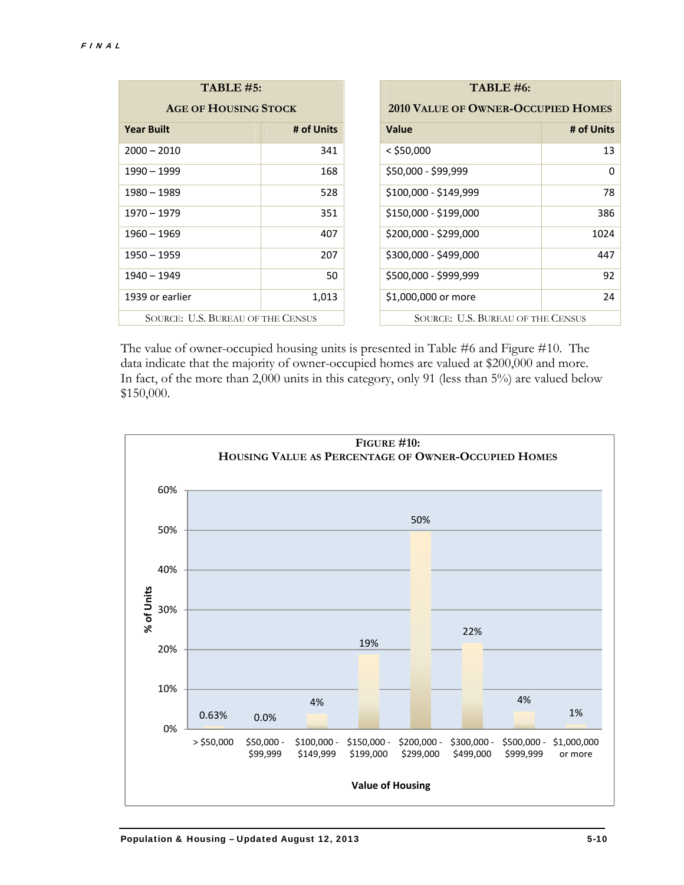**TABLE #5:**

**AGE OF HOUSING STOCK**

| Year Built | # of Units |
|---|---|
| 2000 – 2010 | 341 |
| 1990 – 1999 | 168 |
| 1980 – 1989 | 528 |
| 1970 – 1979 | 351 |
| 1960 – 1969 | 407 |
| 1950 – 1959 | 207 |
| 1940 – 1949 | 50 |
| 1939 or earlier | 1,013 |

SOURCE: U.S. BUREAU OF THE CENSUS

**TABLE #6:**

**2010 VALUE OF OWNER-OCCUPIED HOMES**

| Value | # of Units |
|---|---|
| < $50,000 | 13 |
| $50,000 - $99,999 | 0 |
| $100,000 - $149,999 | 78 |
| $150,000 - $199,000 | 386 |
| $200,000 - $299,000 | 1024 |
| $300,000 - $499,000 | 447 |
| $500,000 - $999,999 | 92 |
| $1,000,000 or more | 24 |

SOURCE: U.S. BUREAU OF THE CENSUS

The value of owner-occupied housing units is presented in Table #6 and Figure #10. The data indicate that the majority of owner-occupied homes are valued at $200,000 and more. In fact, of the more than 2,000 units in this category, only 91 (less than 5%) are valued below $150,000.

**FIGURE #10:**
**HOUSING VALUE AS PERCENTAGE OF OWNER-OCCUPIED HOMES**

| Value of Housing | % of Units |
|---|---|
| > $50,000 | 0.63% |
| $50,000 - $99,999 | 0.0% |
| $100,000 - $149,999 | 4% |
| $150,000 - $199,000 | 19% |
| $200,000 - $299,000 | 50% |
| $300,000 - $499,000 | 22% |
| $500,000 - $999,999 | 4% |
| $1,000,000 or more | 1% |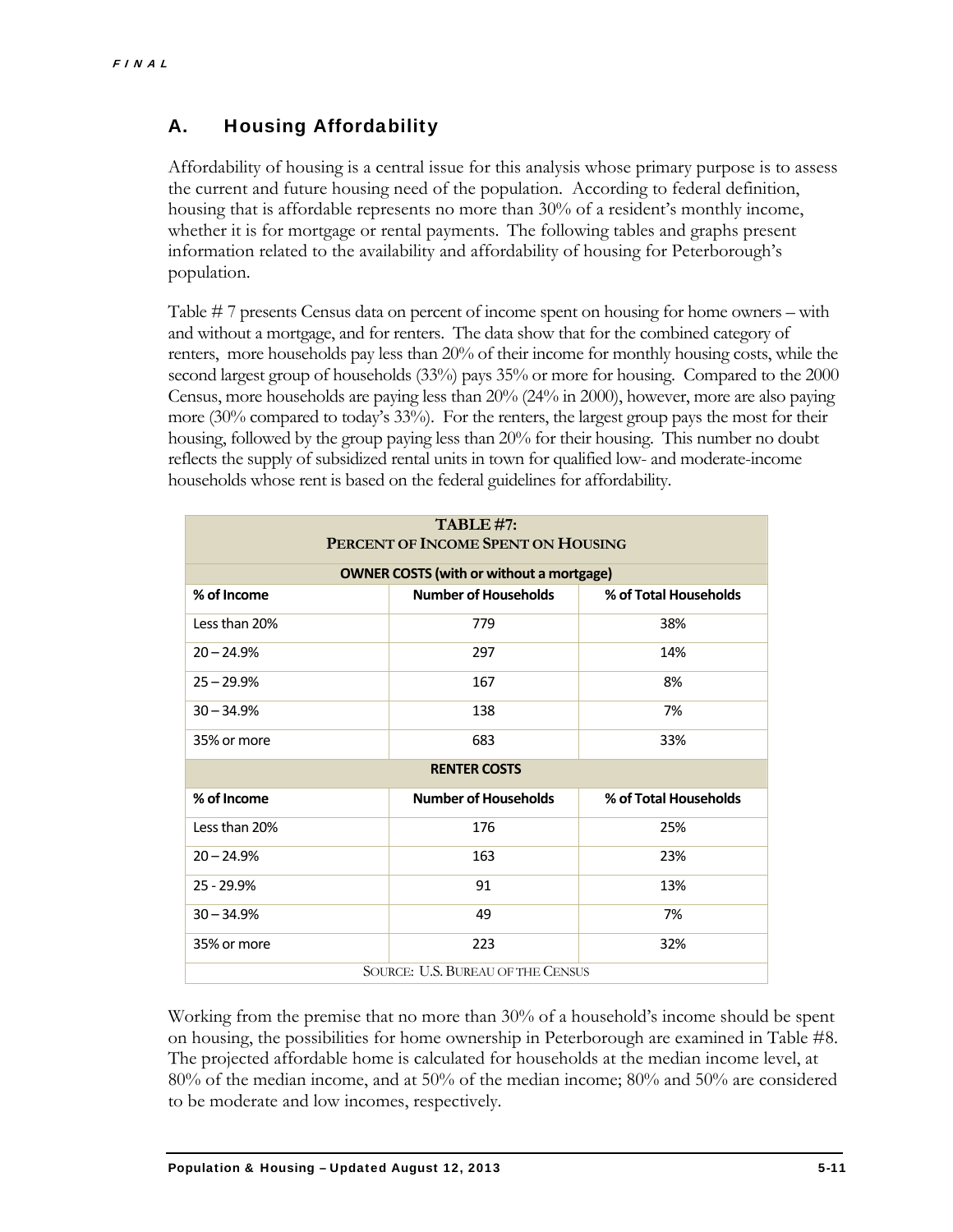## A. Housing Affordability

Affordability of housing is a central issue for this analysis whose primary purpose is to assess the current and future housing need of the population. According to federal definition, housing that is affordable represents no more than 30% of a resident's monthly income, whether it is for mortgage or rental payments. The following tables and graphs present information related to the availability and affordability of housing for Peterborough's population.

Table # 7 presents Census data on percent of income spent on housing for home owners – with and without a mortgage, and for renters. The data show that for the combined category of renters, more households pay less than 20% of their income for monthly housing costs, while the second largest group of households (33%) pays 35% or more for housing. Compared to the 2000 Census, more households are paying less than 20% (24% in 2000), however, more are also paying more (30% compared to today's 33%). For the renters, the largest group pays the most for their housing, followed by the group paying less than 20% for their housing. This number no doubt reflects the supply of subsidized rental units in town for qualified low- and moderate-income households whose rent is based on the federal guidelines for affordability.

| **TABLE #7: PERCENT OF INCOME SPENT ON HOUSING** | | |
|---|---|---|
| **OWNER COSTS (with or without a mortgage)** | | |
| **% of Income** | **Number of Households** | **% of Total Households** |
| Less than 20% | 779 | 38% |
| 20 – 24.9% | 297 | 14% |
| 25 – 29.9% | 167 | 8% |
| 30 – 34.9% | 138 | 7% |
| 35% or more | 683 | 33% |
| **RENTER COSTS** | | |
| **% of Income** | **Number of Households** | **% of Total Households** |
| Less than 20% | 176 | 25% |
| 20 – 24.9% | 163 | 23% |
| 25 - 29.9% | 91 | 13% |
| 30 – 34.9% | 49 | 7% |
| 35% or more | 223 | 32% |
| SOURCE: U.S. BUREAU OF THE CENSUS | | |

Working from the premise that no more than 30% of a household's income should be spent on housing, the possibilities for home ownership in Peterborough are examined in Table #8. The projected affordable home is calculated for households at the median income level, at 80% of the median income, and at 50% of the median income; 80% and 50% are considered to be moderate and low incomes, respectively.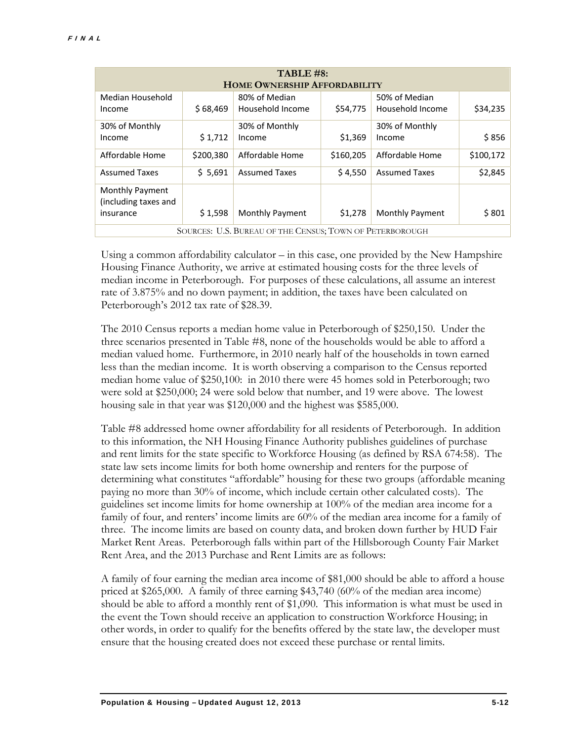| TABLE #8: HOME OWNERSHIP AFFORDABILITY | | | | | |
|---|---|---|---|---|---|
| Median Household Income | $ 68,469 | 80% of Median Household Income | $54,775 | 50% of Median Household Income | $34,235 |
| 30% of Monthly Income | $ 1,712 | 30% of Monthly Income | $1,369 | 30% of Monthly Income | $ 856 |
| Affordable Home | $200,380 | Affordable Home | $160,205 | Affordable Home | $100,172 |
| Assumed Taxes | $ 5,691 | Assumed Taxes | $ 4,550 | Assumed Taxes | $2,845 |
| Monthly Payment (including taxes and insurance | $ 1,598 | Monthly Payment | $1,278 | Monthly Payment | $ 801 |
| SOURCES: U.S. BUREAU OF THE CENSUS; TOWN OF PETERBOROUGH | | | | | |

Using a common affordability calculator – in this case, one provided by the New Hampshire Housing Finance Authority, we arrive at estimated housing costs for the three levels of median income in Peterborough. For purposes of these calculations, all assume an interest rate of 3.875% and no down payment; in addition, the taxes have been calculated on Peterborough's 2012 tax rate of $28.39.

The 2010 Census reports a median home value in Peterborough of $250,150. Under the three scenarios presented in Table #8, none of the households would be able to afford a median valued home. Furthermore, in 2010 nearly half of the households in town earned less than the median income. It is worth observing a comparison to the Census reported median home value of $250,100: in 2010 there were 45 homes sold in Peterborough; two were sold at $250,000; 24 were sold below that number, and 19 were above. The lowest housing sale in that year was $120,000 and the highest was $585,000.

Table #8 addressed home owner affordability for all residents of Peterborough. In addition to this information, the NH Housing Finance Authority publishes guidelines of purchase and rent limits for the state specific to Workforce Housing (as defined by RSA 674:58). The state law sets income limits for both home ownership and renters for the purpose of determining what constitutes "affordable" housing for these two groups (affordable meaning paying no more than 30% of income, which include certain other calculated costs). The guidelines set income limits for home ownership at 100% of the median area income for a family of four, and renters' income limits are 60% of the median area income for a family of three. The income limits are based on county data, and broken down further by HUD Fair Market Rent Areas. Peterborough falls within part of the Hillsborough County Fair Market Rent Area, and the 2013 Purchase and Rent Limits are as follows:

A family of four earning the median area income of $81,000 should be able to afford a house priced at $265,000. A family of three earning $43,740 (60% of the median area income) should be able to afford a monthly rent of $1,090. This information is what must be used in the event the Town should receive an application to construction Workforce Housing; in other words, in order to qualify for the benefits offered by the state law, the developer must ensure that the housing created does not exceed these purchase or rental limits.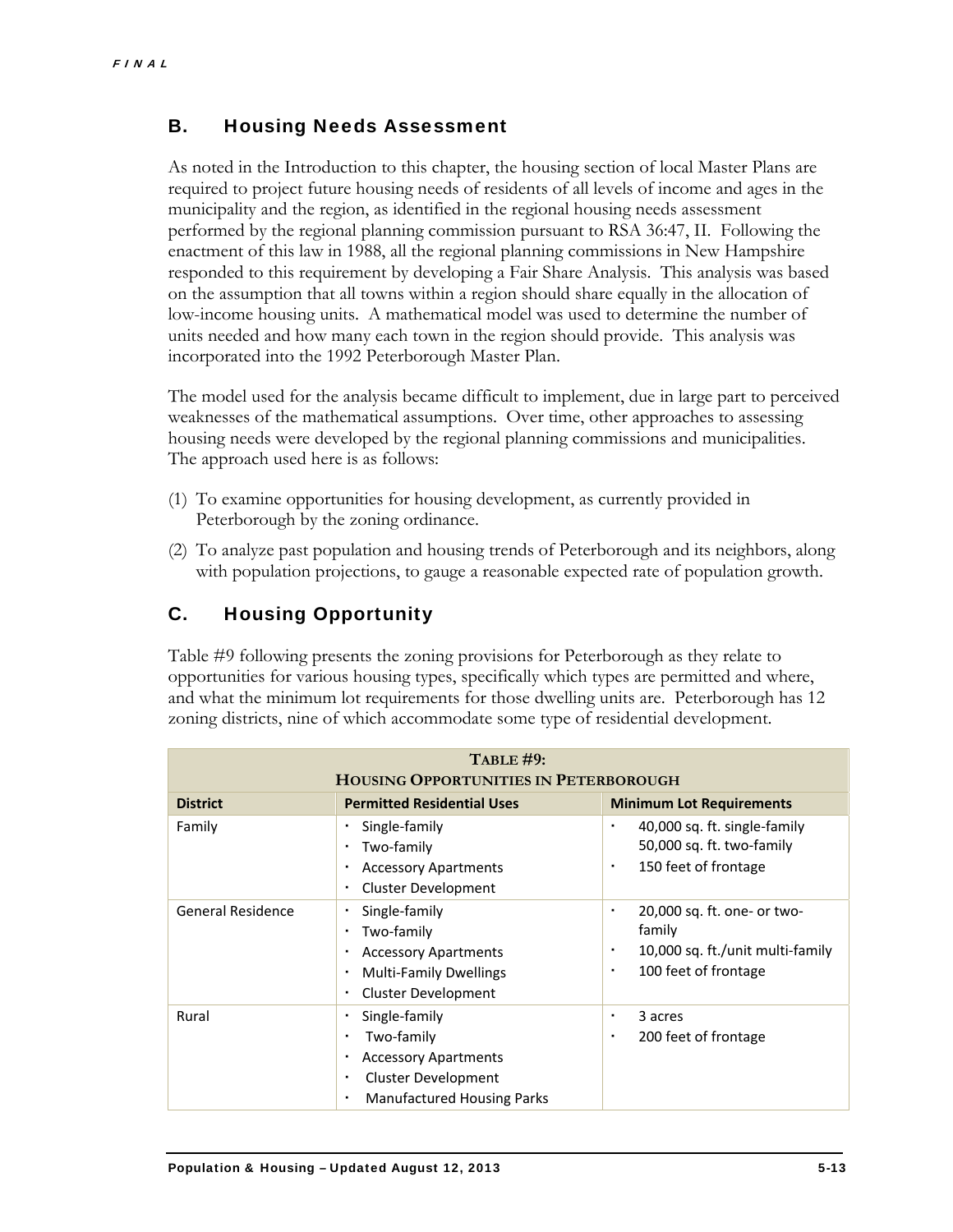## B. Housing Needs Assessment

As noted in the Introduction to this chapter, the housing section of local Master Plans are required to project future housing needs of residents of all levels of income and ages in the municipality and the region, as identified in the regional housing needs assessment performed by the regional planning commission pursuant to RSA 36:47, II. Following the enactment of this law in 1988, all the regional planning commissions in New Hampshire responded to this requirement by developing a Fair Share Analysis. This analysis was based on the assumption that all towns within a region should share equally in the allocation of low-income housing units. A mathematical model was used to determine the number of units needed and how many each town in the region should provide. This analysis was incorporated into the 1992 Peterborough Master Plan.

The model used for the analysis became difficult to implement, due in large part to perceived weaknesses of the mathematical assumptions. Over time, other approaches to assessing housing needs were developed by the regional planning commissions and municipalities. The approach used here is as follows:

(1) To examine opportunities for housing development, as currently provided in Peterborough by the zoning ordinance.

(2) To analyze past population and housing trends of Peterborough and its neighbors, along with population projections, to gauge a reasonable expected rate of population growth.

## C. Housing Opportunity

Table #9 following presents the zoning provisions for Peterborough as they relate to opportunities for various housing types, specifically which types are permitted and where, and what the minimum lot requirements for those dwelling units are. Peterborough has 12 zoning districts, nine of which accommodate some type of residential development.

**Table #9: Housing Opportunities in Peterborough**

| District | Permitted Residential Uses | Minimum Lot Requirements |
|---|---|---|
| Family | • Single-family<br>• Two-family<br>• Accessory Apartments<br>• Cluster Development | • 40,000 sq. ft. single-family 50,000 sq. ft. two-family<br>• 150 feet of frontage |
| General Residence | • Single-family<br>• Two-family<br>• Accessory Apartments<br>• Multi-Family Dwellings<br>• Cluster Development | • 20,000 sq. ft. one- or two-family<br>• 10,000 sq. ft./unit multi-family<br>• 100 feet of frontage |
| Rural | • Single-family<br>• Two-family<br>• Accessory Apartments<br>• Cluster Development<br>• Manufactured Housing Parks | • 3 acres<br>• 200 feet of frontage |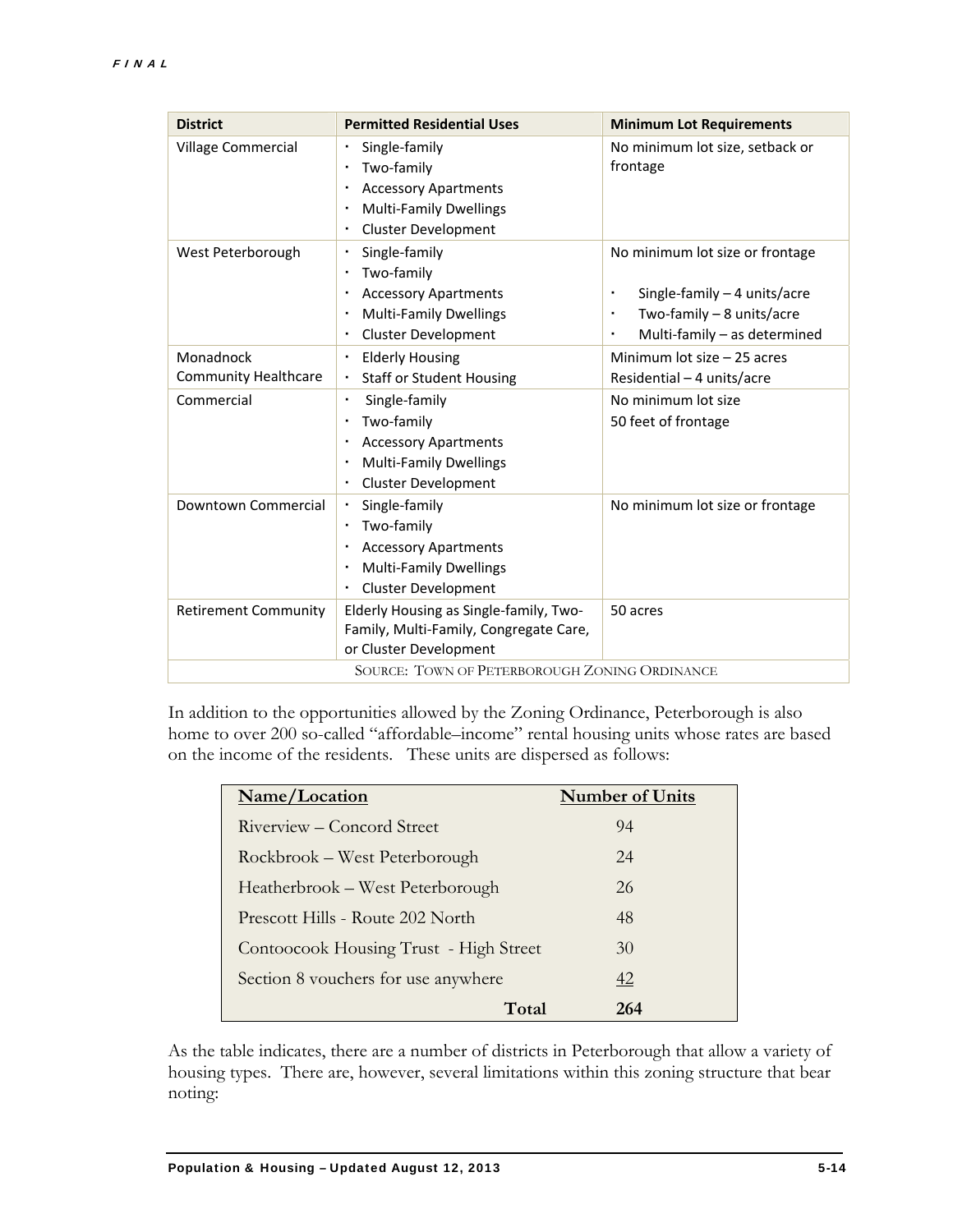| District | Permitted Residential Uses | Minimum Lot Requirements |
|---|---|---|
| Village Commercial | • Single-family<br>• Two-family<br>• Accessory Apartments<br>• Multi-Family Dwellings<br>• Cluster Development | No minimum lot size, setback or frontage |
| West Peterborough | • Single-family<br>• Two-family<br>• Accessory Apartments<br>• Multi-Family Dwellings<br>• Cluster Development | No minimum lot size or frontage<br><br>• Single-family – 4 units/acre<br>• Two-family – 8 units/acre<br>• Multi-family – as determined |
| Monadnock Community Healthcare | • Elderly Housing<br>• Staff or Student Housing | Minimum lot size – 25 acres<br>Residential – 4 units/acre |
| Commercial | • Single-family<br>• Two-family<br>• Accessory Apartments<br>• Multi-Family Dwellings<br>• Cluster Development | No minimum lot size<br>50 feet of frontage |
| Downtown Commercial | • Single-family<br>• Two-family<br>• Accessory Apartments<br>• Multi-Family Dwellings<br>• Cluster Development | No minimum lot size or frontage |
| Retirement Community | Elderly Housing as Single-family, Two-Family, Multi-Family, Congregate Care, or Cluster Development | 50 acres |

SOURCE: TOWN OF PETERBOROUGH ZONING ORDINANCE

In addition to the opportunities allowed by the Zoning Ordinance, Peterborough is also home to over 200 so-called "affordable–income" rental housing units whose rates are based on the income of the residents. These units are dispersed as follows:

| Name/Location | Number of Units |
|---|---|
| Riverview – Concord Street | 94 |
| Rockbrook – West Peterborough | 24 |
| Heatherbrook – West Peterborough | 26 |
| Prescott Hills - Route 202 North | 48 |
| Contoocook Housing Trust - High Street | 30 |
| Section 8 vouchers for use anywhere | 42 |
| **Total** | **264** |

As the table indicates, there are a number of districts in Peterborough that allow a variety of housing types. There are, however, several limitations within this zoning structure that bear noting: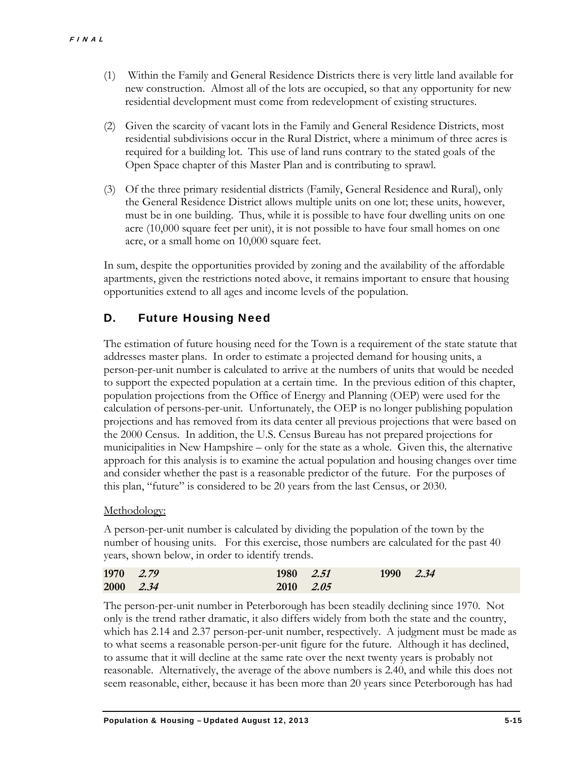(1) Within the Family and General Residence Districts there is very little land available for new construction. Almost all of the lots are occupied, so that any opportunity for new residential development must come from redevelopment of existing structures.

(2) Given the scarcity of vacant lots in the Family and General Residence Districts, most residential subdivisions occur in the Rural District, where a minimum of three acres is required for a building lot. This use of land runs contrary to the stated goals of the Open Space chapter of this Master Plan and is contributing to sprawl.

(3) Of the three primary residential districts (Family, General Residence and Rural), only the General Residence District allows multiple units on one lot; these units, however, must be in one building. Thus, while it is possible to have four dwelling units on one acre (10,000 square feet per unit), it is not possible to have four small homes on one acre, or a small home on 10,000 square feet.

In sum, despite the opportunities provided by zoning and the availability of the affordable apartments, given the restrictions noted above, it remains important to ensure that housing opportunities extend to all ages and income levels of the population.

## D. Future Housing Need

The estimation of future housing need for the Town is a requirement of the state statute that addresses master plans. In order to estimate a projected demand for housing units, a person-per-unit number is calculated to arrive at the numbers of units that would be needed to support the expected population at a certain time. In the previous edition of this chapter, population projections from the Office of Energy and Planning (OEP) were used for the calculation of persons-per-unit. Unfortunately, the OEP is no longer publishing population projections and has removed from its data center all previous projections that were based on the 2000 Census. In addition, the U.S. Census Bureau has not prepared projections for municipalities in New Hampshire – only for the state as a whole. Given this, the alternative approach for this analysis is to examine the actual population and housing changes over time and consider whether the past is a reasonable predictor of the future. For the purposes of this plan, "future" is considered to be 20 years from the last Census, or 2030.

Methodology:

A person-per-unit number is calculated by dividing the population of the town by the number of housing units. For this exercise, those numbers are calculated for the past 40 years, shown below, in order to identify trends.

| | | | | | |
|---|---|---|---|---|---|
| **1970** | ***2.79*** | **1980** | ***2.51*** | **1990** | ***2.34*** |
| **2000** | ***2.34*** | **2010** | ***2.05*** | | |

The person-per-unit number in Peterborough has been steadily declining since 1970. Not only is the trend rather dramatic, it also differs widely from both the state and the country, which has 2.14 and 2.37 person-per-unit number, respectively. A judgment must be made as to what seems a reasonable person-per-unit figure for the future. Although it has declined, to assume that it will decline at the same rate over the next twenty years is probably not reasonable. Alternatively, the average of the above numbers is 2.40, and while this does not seem reasonable, either, because it has been more than 20 years since Peterborough has had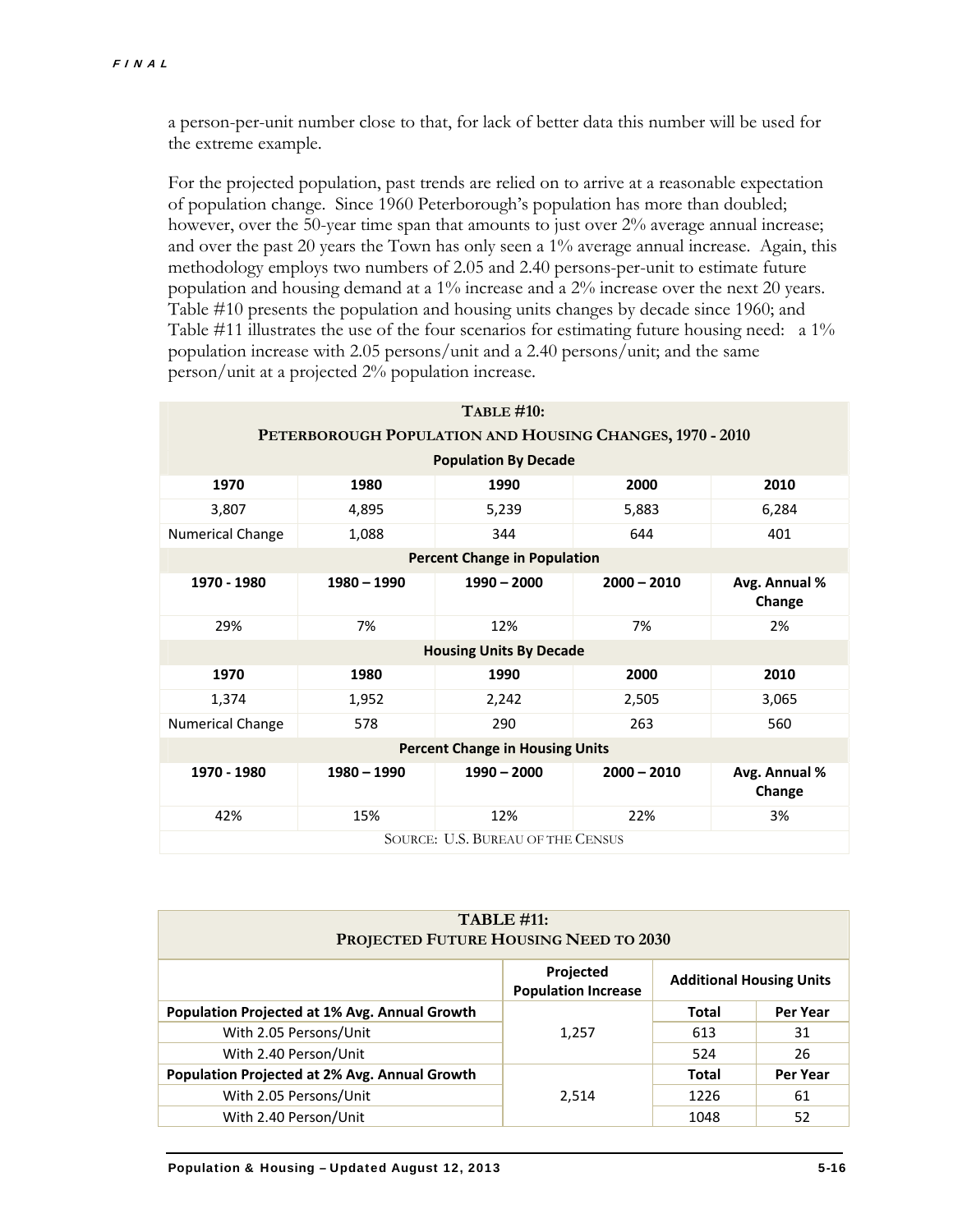a person-per-unit number close to that, for lack of better data this number will be used for the extreme example.

For the projected population, past trends are relied on to arrive at a reasonable expectation of population change. Since 1960 Peterborough's population has more than doubled; however, over the 50-year time span that amounts to just over 2% average annual increase; and over the past 20 years the Town has only seen a 1% average annual increase. Again, this methodology employs two numbers of 2.05 and 2.40 persons-per-unit to estimate future population and housing demand at a 1% increase and a 2% increase over the next 20 years. Table #10 presents the population and housing units changes by decade since 1960; and Table #11 illustrates the use of the four scenarios for estimating future housing need: a 1% population increase with 2.05 persons/unit and a 2.40 persons/unit; and the same person/unit at a projected 2% population increase.

| **TABLE #10: PETERBOROUGH POPULATION AND HOUSING CHANGES, 1970 - 2010** | | | | |
|---|---|---|---|---|
| **Population By Decade** | | | | |
| **1970** | **1980** | **1990** | **2000** | **2010** |
| 3,807 | 4,895 | 5,239 | 5,883 | 6,284 |
| Numerical Change | 1,088 | 344 | 644 | 401 |
| **Percent Change in Population** | | | | |
| **1970 - 1980** | **1980 – 1990** | **1990 – 2000** | **2000 – 2010** | **Avg. Annual % Change** |
| 29% | 7% | 12% | 7% | 2% |
| **Housing Units By Decade** | | | | |
| **1970** | **1980** | **1990** | **2000** | **2010** |
| 1,374 | 1,952 | 2,242 | 2,505 | 3,065 |
| Numerical Change | 578 | 290 | 263 | 560 |
| **Percent Change in Housing Units** | | | | |
| **1970 - 1980** | **1980 – 1990** | **1990 – 2000** | **2000 – 2010** | **Avg. Annual % Change** |
| 42% | 15% | 12% | 22% | 3% |
| SOURCE: U.S. BUREAU OF THE CENSUS | | | | |

| **TABLE #11: PROJECTED FUTURE HOUSING NEED TO 2030** | | | |
|---|---|---|---|
| | **Projected Population Increase** | **Additional Housing Units** | |
| **Population Projected at 1% Avg. Annual Growth** | | **Total** | **Per Year** |
| With 2.05 Persons/Unit | 1,257 | 613 | 31 |
| With 2.40 Person/Unit | | 524 | 26 |
| **Population Projected at 2% Avg. Annual Growth** | | **Total** | **Per Year** |
| With 2.05 Persons/Unit | 2,514 | 1226 | 61 |
| With 2.40 Person/Unit | | 1048 | 52 |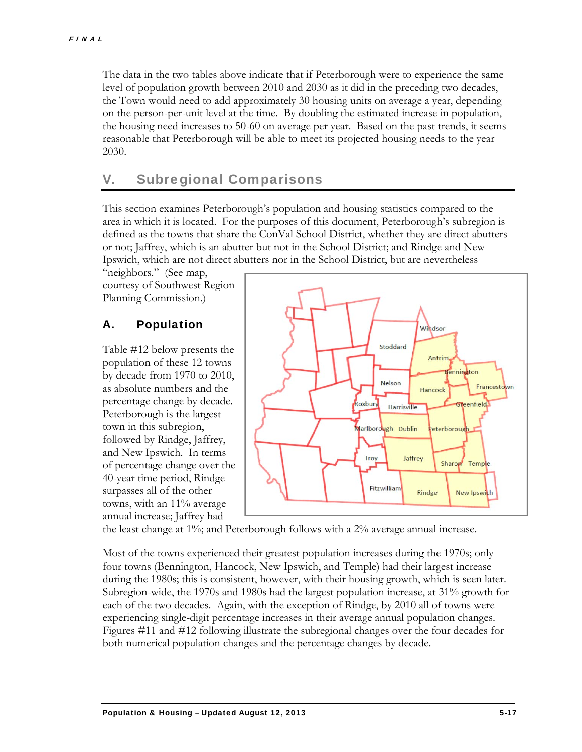The data in the two tables above indicate that if Peterborough were to experience the same level of population growth between 2010 and 2030 as it did in the preceding two decades, the Town would need to add approximately 30 housing units on average a year, depending on the person-per-unit level at the time. By doubling the estimated increase in population, the housing need increases to 50-60 on average per year. Based on the past trends, it seems reasonable that Peterborough will be able to meet its projected housing needs to the year 2030.

## V. Subregional Comparisons

This section examines Peterborough's population and housing statistics compared to the area in which it is located. For the purposes of this document, Peterborough's subregion is defined as the towns that share the ConVal School District, whether they are direct abutters or not; Jaffrey, which is an abutter but not in the School District; and Rindge and New Ipswich, which are not direct abutters nor in the School District, but are nevertheless "neighbors." (See map, courtesy of Southwest Region Planning Commission.)

### A. Population

Table #12 below presents the population of these 12 towns by decade from 1970 to 2010, as absolute numbers and the percentage change by decade. Peterborough is the largest town in this subregion, followed by Rindge, Jaffrey, and New Ipswich. In terms of percentage change over the 40-year time period, Rindge surpasses all of the other towns, with an 11% average annual increase; Jaffrey had the least change at 1%; and Peterborough follows with a 2% average annual increase.

Most of the towns experienced their greatest population increases during the 1970s; only four towns (Bennington, Hancock, New Ipswich, and Temple) had their largest increase during the 1980s; this is consistent, however, with their housing growth, which is seen later. Subregion-wide, the 1970s and 1980s had the largest population increase, at 31% growth for each of the two decades. Again, with the exception of Rindge, by 2010 all of towns were experiencing single-digit percentage increases in their average annual population changes. Figures #11 and #12 following illustrate the subregional changes over the four decades for both numerical population changes and the percentage changes by decade.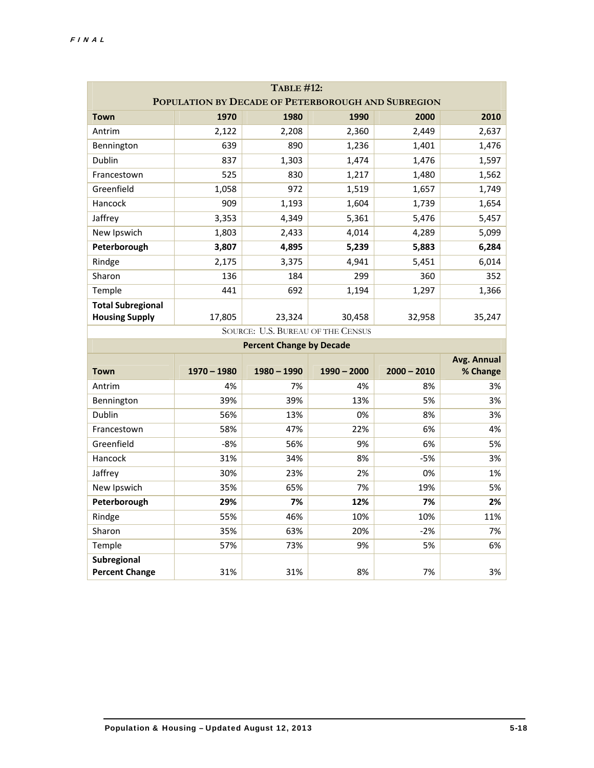**TABLE #12:**
**POPULATION BY DECADE OF PETERBOROUGH AND SUBREGION**

| Town | 1970 | 1980 | 1990 | 2000 | 2010 |
|---|---|---|---|---|---|
| Antrim | 2,122 | 2,208 | 2,360 | 2,449 | 2,637 |
| Bennington | 639 | 890 | 1,236 | 1,401 | 1,476 |
| Dublin | 837 | 1,303 | 1,474 | 1,476 | 1,597 |
| Francestown | 525 | 830 | 1,217 | 1,480 | 1,562 |
| Greenfield | 1,058 | 972 | 1,519 | 1,657 | 1,749 |
| Hancock | 909 | 1,193 | 1,604 | 1,739 | 1,654 |
| Jaffrey | 3,353 | 4,349 | 5,361 | 5,476 | 5,457 |
| New Ipswich | 1,803 | 2,433 | 4,014 | 4,289 | 5,099 |
| **Peterborough** | **3,807** | **4,895** | **5,239** | **5,883** | **6,284** |
| Rindge | 2,175 | 3,375 | 4,941 | 5,451 | 6,014 |
| Sharon | 136 | 184 | 299 | 360 | 352 |
| Temple | 441 | 692 | 1,194 | 1,297 | 1,366 |
| **Total Subregional Housing Supply** | 17,805 | 23,324 | 30,458 | 32,958 | 35,247 |

SOURCE: U.S. BUREAU OF THE CENSUS

**Percent Change by Decade**

| Town | 1970 – 1980 | 1980 – 1990 | 1990 – 2000 | 2000 – 2010 | Avg. Annual % Change |
|---|---|---|---|---|---|
| Antrim | 4% | 7% | 4% | 8% | 3% |
| Bennington | 39% | 39% | 13% | 5% | 3% |
| Dublin | 56% | 13% | 0% | 8% | 3% |
| Francestown | 58% | 47% | 22% | 6% | 4% |
| Greenfield | -8% | 56% | 9% | 6% | 5% |
| Hancock | 31% | 34% | 8% | -5% | 3% |
| Jaffrey | 30% | 23% | 2% | 0% | 1% |
| New Ipswich | 35% | 65% | 7% | 19% | 5% |
| **Peterborough** | **29%** | **7%** | **12%** | **7%** | **2%** |
| Rindge | 55% | 46% | 10% | 10% | 11% |
| Sharon | 35% | 63% | 20% | -2% | 7% |
| Temple | 57% | 73% | 9% | 5% | 6% |
| **Subregional Percent Change** | 31% | 31% | 8% | 7% | 3% |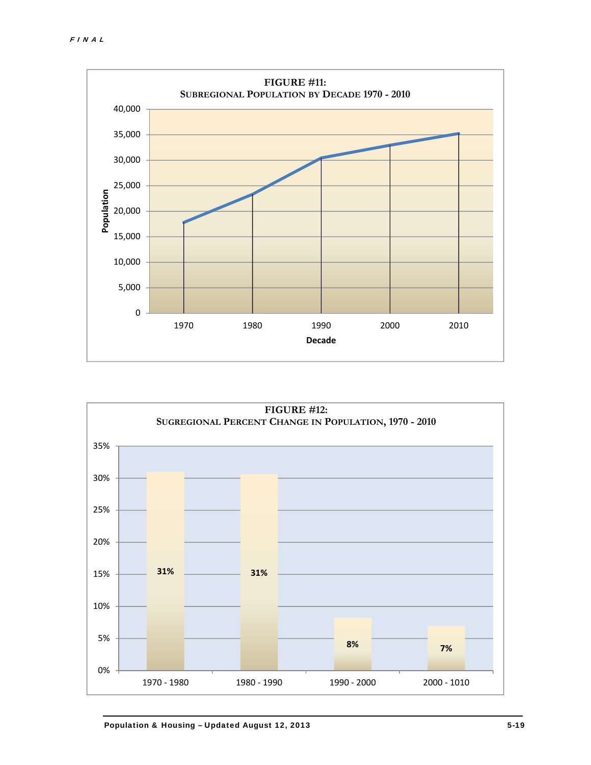**FIGURE #11:**
**SUBREGIONAL POPULATION BY DECADE 1970 - 2010**

**FIGURE #12:**
**SUGREGIONAL PERCENT CHANGE IN POPULATION, 1970 - 2010**

| Period | Percent Change |
|---|---|
| 1970 - 1980 | 31% |
| 1980 - 1990 | 31% |
| 1990 - 2000 | 8% |
| 2000 - 1010 | 7% |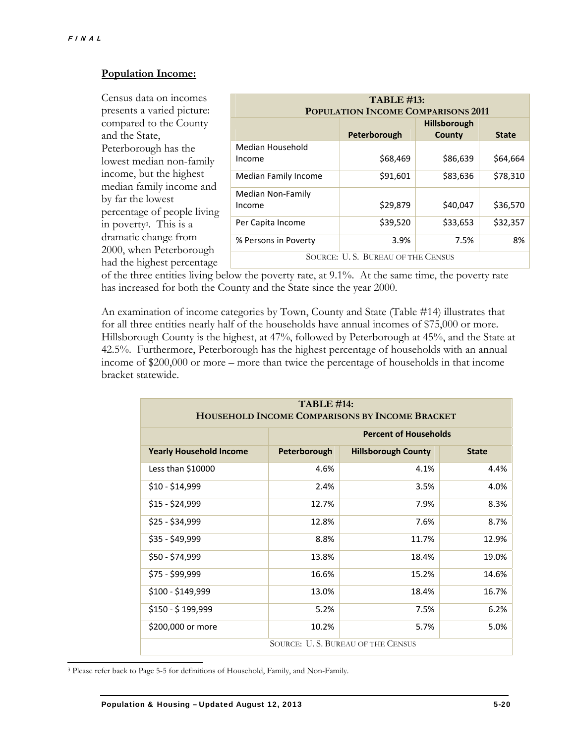## Population Income:

Census data on incomes presents a varied picture: compared to the County and the State, Peterborough has the lowest median non-family income, but the highest median family income and by far the lowest percentage of people living in poverty[3]. This is a dramatic change from 2000, when Peterborough had the highest percentage of the three entities living below the poverty rate, at 9.1%. At the same time, the poverty rate has increased for both the County and the State since the year 2000.

| TABLE #13: POPULATION INCOME COMPARISONS 2011 | | | |
|---|---|---|---|
| | Peterborough | Hillsborough County | State |
| Median Household Income | $68,469 | $86,639 | $64,664 |
| Median Family Income | $91,601 | $83,636 | $78,310 |
| Median Non-Family Income | $29,879 | $40,047 | $36,570 |
| Per Capita Income | $39,520 | $33,653 | $32,357 |
| % Persons in Poverty | 3.9% | 7.5% | 8% |

SOURCE: U. S. BUREAU OF THE CENSUS

An examination of income categories by Town, County and State (Table #14) illustrates that for all three entities nearly half of the households have annual incomes of $75,000 or more. Hillsborough County is the highest, at 47%, followed by Peterborough at 45%, and the State at 42.5%. Furthermore, Peterborough has the highest percentage of households with an annual income of $200,000 or more – more than twice the percentage of households in that income bracket statewide.

| TABLE #14: HOUSEHOLD INCOME COMPARISONS BY INCOME BRACKET | | | |
|---|---|---|---|
| | Percent of Households | | |
| Yearly Household Income | Peterborough | Hillsborough County | State |
| Less than $10000 | 4.6% | 4.1% | 4.4% |
| $10 - $14,999 | 2.4% | 3.5% | 4.0% |
| $15 - $24,999 | 12.7% | 7.9% | 8.3% |
| $25 - $34,999 | 12.8% | 7.6% | 8.7% |
| $35 - $49,999 | 8.8% | 11.7% | 12.9% |
| $50 - $74,999 | 13.8% | 18.4% | 19.0% |
| $75 - $99,999 | 16.6% | 15.2% | 14.6% |
| $100 - $149,999 | 13.0% | 18.4% | 16.7% |
| $150 - $ 199,999 | 5.2% | 7.5% | 6.2% |
| $200,000 or more | 10.2% | 5.7% | 5.0% |

SOURCE: U. S. BUREAU OF THE CENSUS

[3] Please refer back to Page 5-5 for definitions of Household, Family, and Non-Family.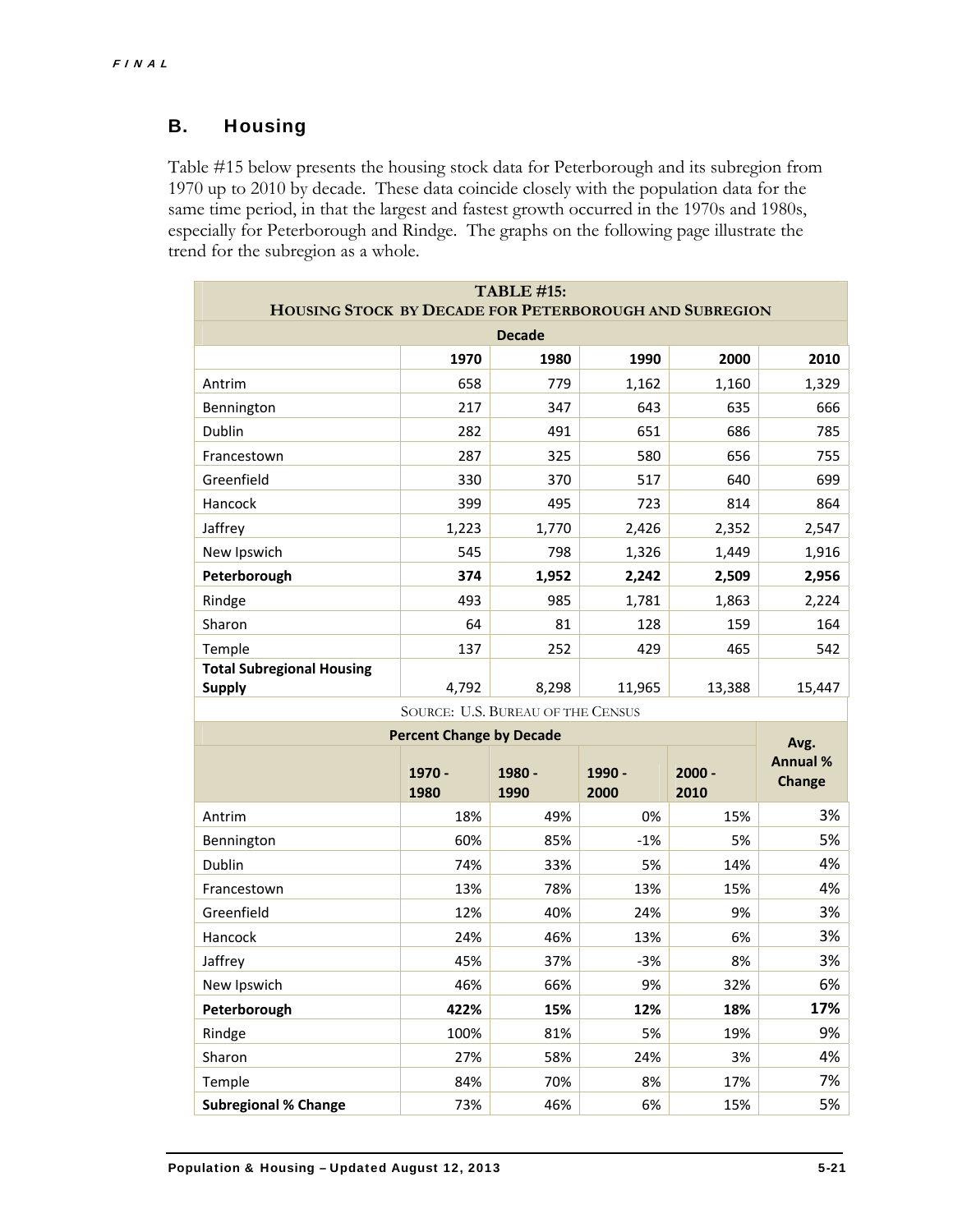## B. Housing

Table #15 below presents the housing stock data for Peterborough and its subregion from 1970 up to 2010 by decade. These data coincide closely with the population data for the same time period, in that the largest and fastest growth occurred in the 1970s and 1980s, especially for Peterborough and Rindge. The graphs on the following page illustrate the trend for the subregion as a whole.

**TABLE #15: HOUSING STOCK BY DECADE FOR PETERBOROUGH AND SUBREGION**

| | Decade | | | | |
|---|---|---|---|---|---|
| | **1970** | **1980** | **1990** | **2000** | **2010** |
| Antrim | 658 | 779 | 1,162 | 1,160 | 1,329 |
| Bennington | 217 | 347 | 643 | 635 | 666 |
| Dublin | 282 | 491 | 651 | 686 | 785 |
| Francestown | 287 | 325 | 580 | 656 | 755 |
| Greenfield | 330 | 370 | 517 | 640 | 699 |
| Hancock | 399 | 495 | 723 | 814 | 864 |
| Jaffrey | 1,223 | 1,770 | 2,426 | 2,352 | 2,547 |
| New Ipswich | 545 | 798 | 1,326 | 1,449 | 1,916 |
| **Peterborough** | **374** | **1,952** | **2,242** | **2,509** | **2,956** |
| Rindge | 493 | 985 | 1,781 | 1,863 | 2,224 |
| Sharon | 64 | 81 | 128 | 159 | 164 |
| Temple | 137 | 252 | 429 | 465 | 542 |
| **Total Subregional Housing Supply** | 4,792 | 8,298 | 11,965 | 13,388 | 15,447 |

SOURCE: U.S. BUREAU OF THE CENSUS

| | Percent Change by Decade | | | | Avg. Annual % Change |
|---|---|---|---|---|---|
| | **1970 - 1980** | **1980 - 1990** | **1990 - 2000** | **2000 - 2010** | |
| Antrim | 18% | 49% | 0% | 15% | 3% |
| Bennington | 60% | 85% | -1% | 5% | 5% |
| Dublin | 74% | 33% | 5% | 14% | 4% |
| Francestown | 13% | 78% | 13% | 15% | 4% |
| Greenfield | 12% | 40% | 24% | 9% | 3% |
| Hancock | 24% | 46% | 13% | 6% | 3% |
| Jaffrey | 45% | 37% | -3% | 8% | 3% |
| New Ipswich | 46% | 66% | 9% | 32% | 6% |
| **Peterborough** | **422%** | **15%** | **12%** | **18%** | **17%** |
| Rindge | 100% | 81% | 5% | 19% | 9% |
| Sharon | 27% | 58% | 24% | 3% | 4% |
| Temple | 84% | 70% | 8% | 17% | 7% |
| **Subregional % Change** | 73% | 46% | 6% | 15% | 5% |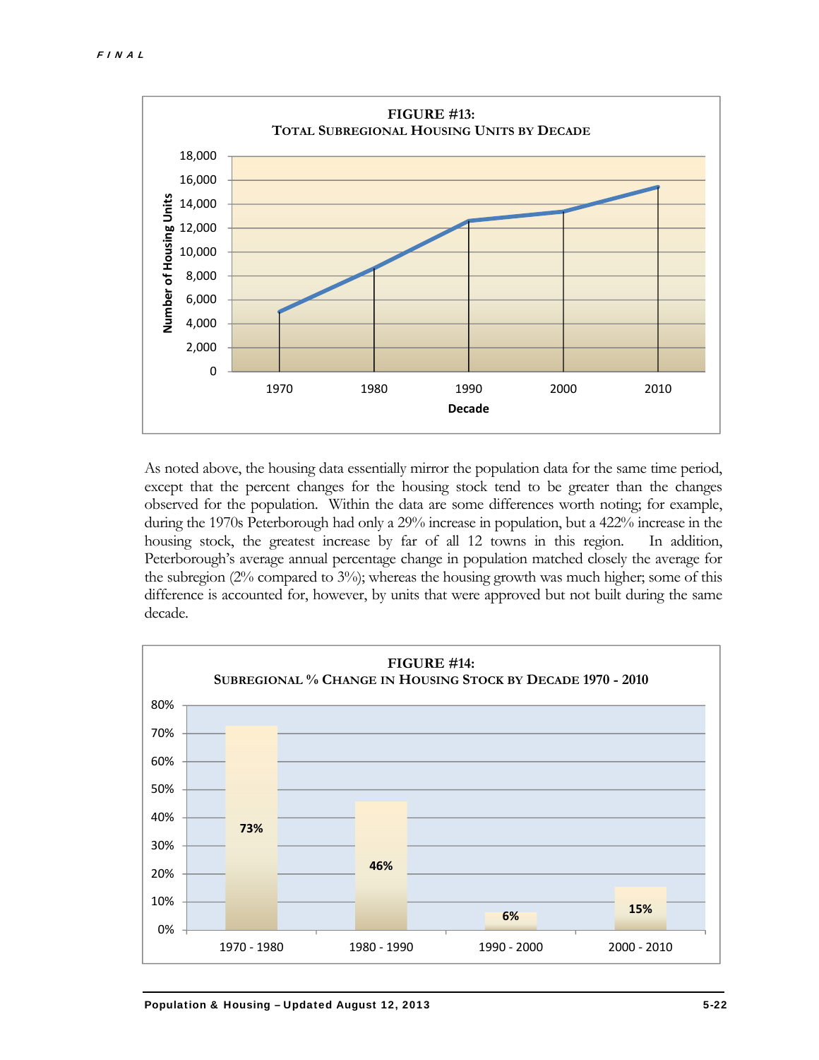**FIGURE #13:**
**TOTAL SUBREGIONAL HOUSING UNITS BY DECADE**

As noted above, the housing data essentially mirror the population data for the same time period, except that the percent changes for the housing stock tend to be greater than the changes observed for the population. Within the data are some differences worth noting; for example, during the 1970s Peterborough had only a 29% increase in population, but a 422% increase in the housing stock, the greatest increase by far of all 12 towns in this region. In addition, Peterborough's average annual percentage change in population matched closely the average for the subregion (2% compared to 3%); whereas the housing growth was much higher; some of this difference is accounted for, however, by units that were approved but not built during the same decade.

**FIGURE #14:**
**SUBREGIONAL % CHANGE IN HOUSING STOCK BY DECADE 1970 - 2010**

| Decade | % Change |
|---|---|
| 1970 - 1980 | 73% |
| 1980 - 1990 | 46% |
| 1990 - 2000 | 6% |
| 2000 - 2010 | 15% |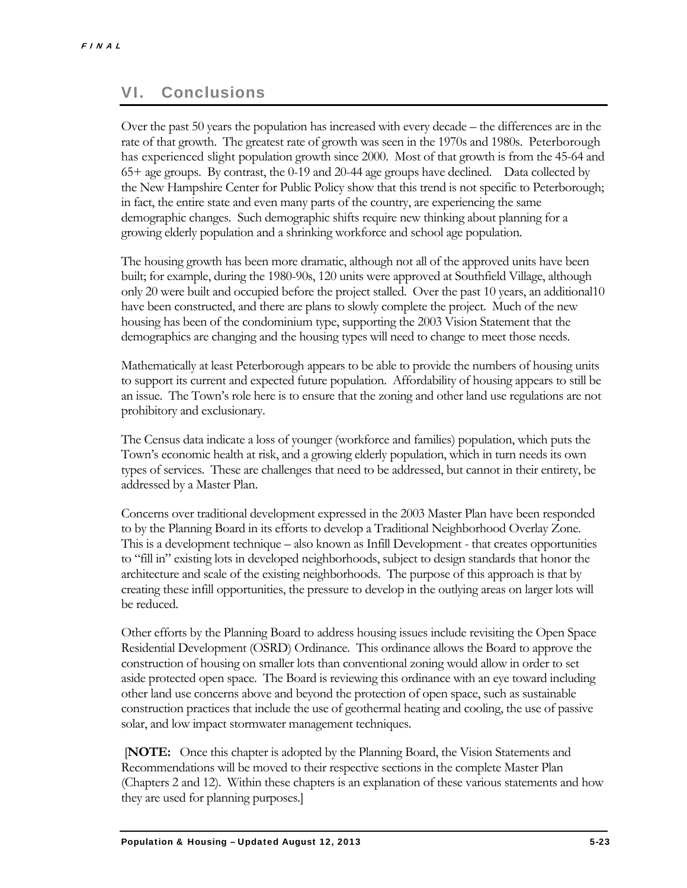## VI. Conclusions

Over the past 50 years the population has increased with every decade – the differences are in the rate of that growth. The greatest rate of growth was seen in the 1970s and 1980s. Peterborough has experienced slight population growth since 2000. Most of that growth is from the 45-64 and 65+ age groups. By contrast, the 0-19 and 20-44 age groups have declined. Data collected by the New Hampshire Center for Public Policy show that this trend is not specific to Peterborough; in fact, the entire state and even many parts of the country, are experiencing the same demographic changes. Such demographic shifts require new thinking about planning for a growing elderly population and a shrinking workforce and school age population.

The housing growth has been more dramatic, although not all of the approved units have been built; for example, during the 1980-90s, 120 units were approved at Southfield Village, although only 20 were built and occupied before the project stalled. Over the past 10 years, an additional10 have been constructed, and there are plans to slowly complete the project. Much of the new housing has been of the condominium type, supporting the 2003 Vision Statement that the demographics are changing and the housing types will need to change to meet those needs.

Mathematically at least Peterborough appears to be able to provide the numbers of housing units to support its current and expected future population. Affordability of housing appears to still be an issue. The Town's role here is to ensure that the zoning and other land use regulations are not prohibitory and exclusionary.

The Census data indicate a loss of younger (workforce and families) population, which puts the Town's economic health at risk, and a growing elderly population, which in turn needs its own types of services. These are challenges that need to be addressed, but cannot in their entirety, be addressed by a Master Plan.

Concerns over traditional development expressed in the 2003 Master Plan have been responded to by the Planning Board in its efforts to develop a Traditional Neighborhood Overlay Zone. This is a development technique – also known as Infill Development - that creates opportunities to "fill in" existing lots in developed neighborhoods, subject to design standards that honor the architecture and scale of the existing neighborhoods. The purpose of this approach is that by creating these infill opportunities, the pressure to develop in the outlying areas on larger lots will be reduced.

Other efforts by the Planning Board to address housing issues include revisiting the Open Space Residential Development (OSRD) Ordinance. This ordinance allows the Board to approve the construction of housing on smaller lots than conventional zoning would allow in order to set aside protected open space. The Board is reviewing this ordinance with an eye toward including other land use concerns above and beyond the protection of open space, such as sustainable construction practices that include the use of geothermal heating and cooling, the use of passive solar, and low impact stormwater management techniques.

[**NOTE:** Once this chapter is adopted by the Planning Board, the Vision Statements and Recommendations will be moved to their respective sections in the complete Master Plan (Chapters 2 and 12). Within these chapters is an explanation of these various statements and how they are used for planning purposes.]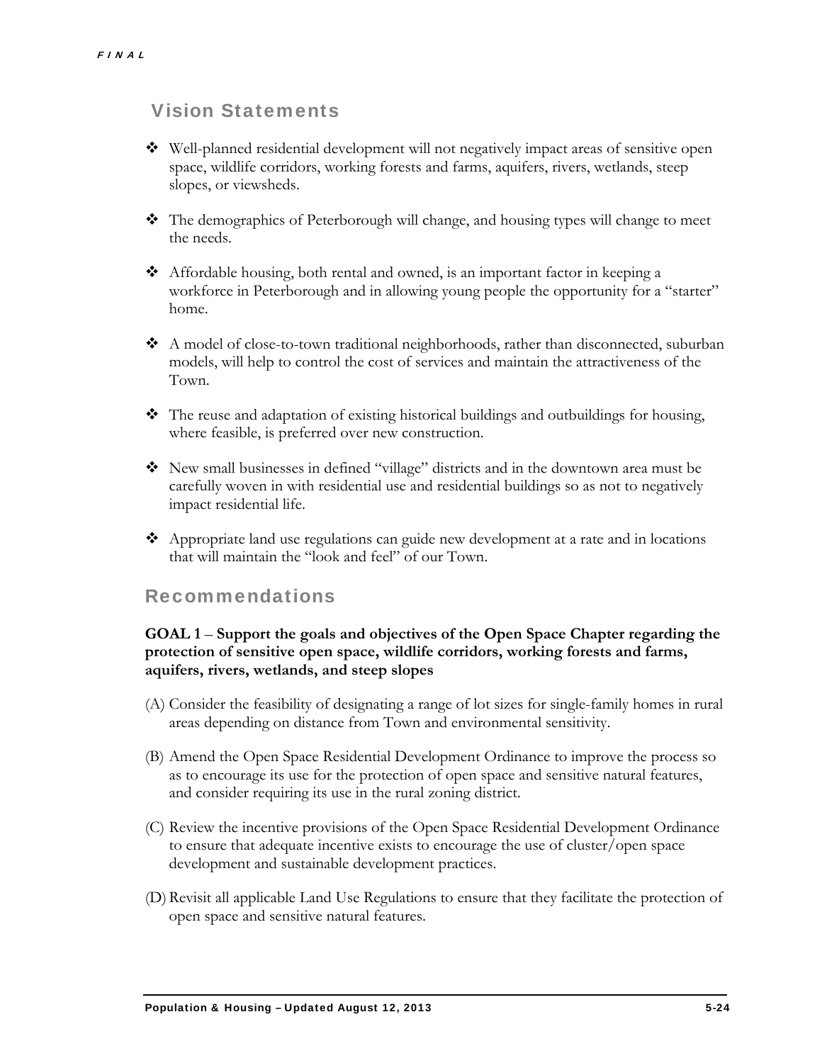## Vision Statements

- Well-planned residential development will not negatively impact areas of sensitive open space, wildlife corridors, working forests and farms, aquifers, rivers, wetlands, steep slopes, or viewsheds.
- The demographics of Peterborough will change, and housing types will change to meet the needs.
- Affordable housing, both rental and owned, is an important factor in keeping a workforce in Peterborough and in allowing young people the opportunity for a "starter" home.
- A model of close-to-town traditional neighborhoods, rather than disconnected, suburban models, will help to control the cost of services and maintain the attractiveness of the Town.
- The reuse and adaptation of existing historical buildings and outbuildings for housing, where feasible, is preferred over new construction.
- New small businesses in defined "village" districts and in the downtown area must be carefully woven in with residential use and residential buildings so as not to negatively impact residential life.
- Appropriate land use regulations can guide new development at a rate and in locations that will maintain the "look and feel" of our Town.

## Recommendations

**GOAL 1 – Support the goals and objectives of the Open Space Chapter regarding the protection of sensitive open space, wildlife corridors, working forests and farms, aquifers, rivers, wetlands, and steep slopes**

(A) Consider the feasibility of designating a range of lot sizes for single-family homes in rural areas depending on distance from Town and environmental sensitivity.

(B) Amend the Open Space Residential Development Ordinance to improve the process so as to encourage its use for the protection of open space and sensitive natural features, and consider requiring its use in the rural zoning district.

(C) Review the incentive provisions of the Open Space Residential Development Ordinance to ensure that adequate incentive exists to encourage the use of cluster/open space development and sustainable development practices.

(D) Revisit all applicable Land Use Regulations to ensure that they facilitate the protection of open space and sensitive natural features.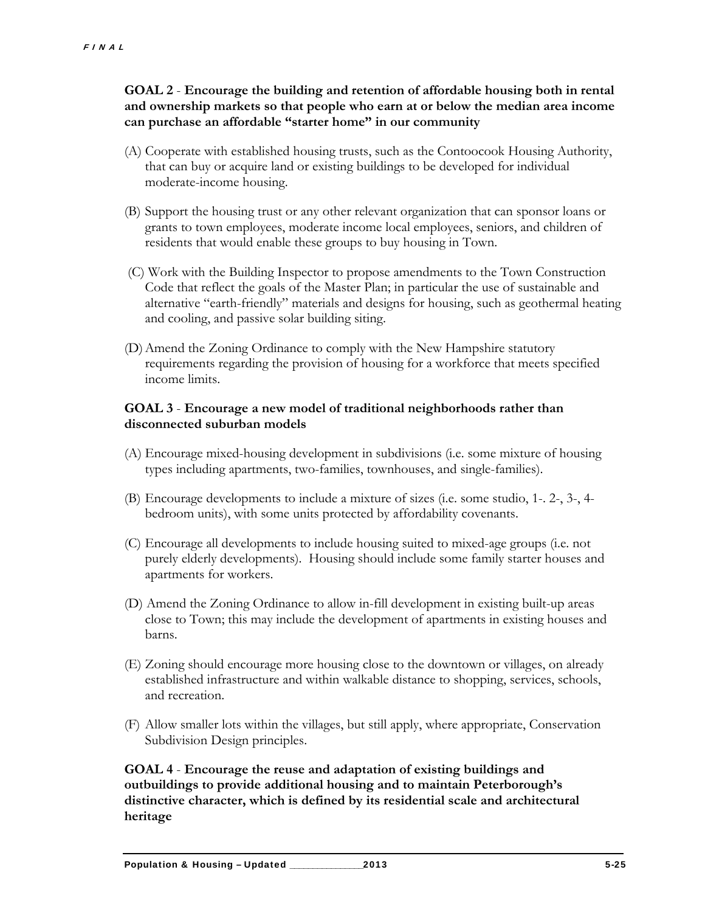**GOAL 2** - **Encourage the building and retention of affordable housing both in rental and ownership markets so that people who earn at or below the median area income can purchase an affordable "starter home" in our community**

(A) Cooperate with established housing trusts, such as the Contoocook Housing Authority, that can buy or acquire land or existing buildings to be developed for individual moderate-income housing.

(B) Support the housing trust or any other relevant organization that can sponsor loans or grants to town employees, moderate income local employees, seniors, and children of residents that would enable these groups to buy housing in Town.

(C) Work with the Building Inspector to propose amendments to the Town Construction Code that reflect the goals of the Master Plan; in particular the use of sustainable and alternative "earth-friendly" materials and designs for housing, such as geothermal heating and cooling, and passive solar building siting.

(D) Amend the Zoning Ordinance to comply with the New Hampshire statutory requirements regarding the provision of housing for a workforce that meets specified income limits.

**GOAL 3** - **Encourage a new model of traditional neighborhoods rather than disconnected suburban models**

(A) Encourage mixed-housing development in subdivisions (i.e. some mixture of housing types including apartments, two-families, townhouses, and single-families).

(B) Encourage developments to include a mixture of sizes (i.e. some studio, 1-. 2-, 3-, 4-bedroom units), with some units protected by affordability covenants.

(C) Encourage all developments to include housing suited to mixed-age groups (i.e. not purely elderly developments). Housing should include some family starter houses and apartments for workers.

(D) Amend the Zoning Ordinance to allow in-fill development in existing built-up areas close to Town; this may include the development of apartments in existing houses and barns.

(E) Zoning should encourage more housing close to the downtown or villages, on already established infrastructure and within walkable distance to shopping, services, schools, and recreation.

(F) Allow smaller lots within the villages, but still apply, where appropriate, Conservation Subdivision Design principles.

**GOAL 4** - **Encourage the reuse and adaptation of existing buildings and outbuildings to provide additional housing and to maintain Peterborough's distinctive character, which is defined by its residential scale and architectural heritage**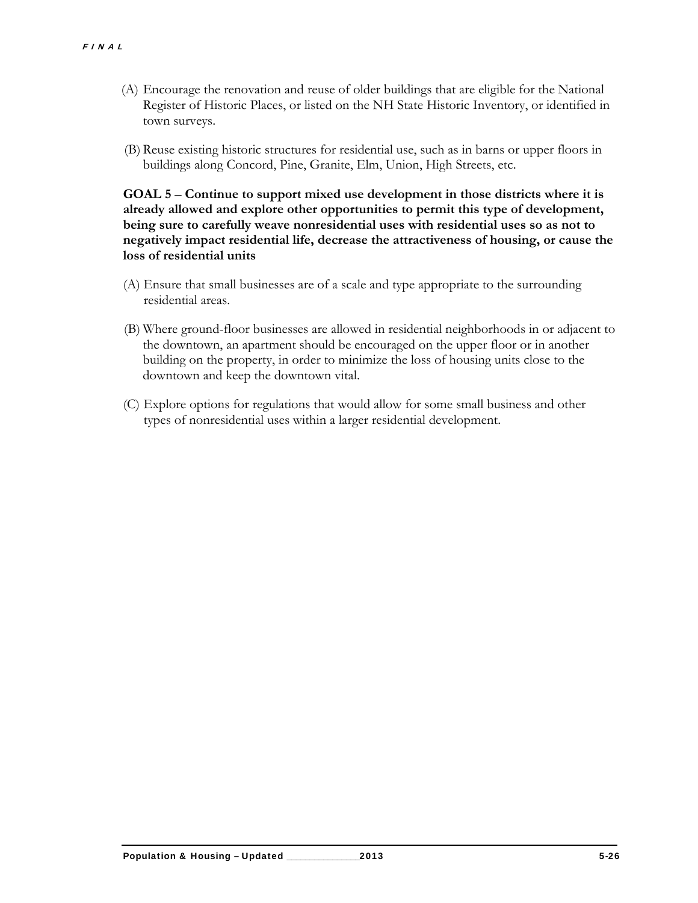(A) Encourage the renovation and reuse of older buildings that are eligible for the National Register of Historic Places, or listed on the NH State Historic Inventory, or identified in town surveys.

(B) Reuse existing historic structures for residential use, such as in barns or upper floors in buildings along Concord, Pine, Granite, Elm, Union, High Streets, etc.

**GOAL 5 – Continue to support mixed use development in those districts where it is already allowed and explore other opportunities to permit this type of development, being sure to carefully weave nonresidential uses with residential uses so as not to negatively impact residential life, decrease the attractiveness of housing, or cause the loss of residential units**

(A) Ensure that small businesses are of a scale and type appropriate to the surrounding residential areas.

(B) Where ground-floor businesses are allowed in residential neighborhoods in or adjacent to the downtown, an apartment should be encouraged on the upper floor or in another building on the property, in order to minimize the loss of housing units close to the downtown and keep the downtown vital.

(C) Explore options for regulations that would allow for some small business and other types of nonresidential uses within a larger residential development.